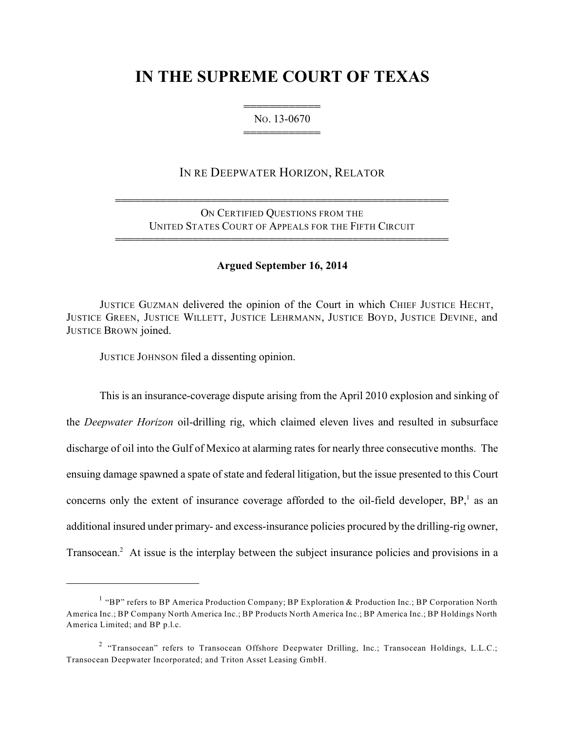# IN THE SUPREME COURT OF TEXAS

═══════════
NO. 13-0670
═══════════

IN RE DEEPWATER HORIZON, RELATOR

══════════════════════════════════════════════════
ON CERTIFIED QUESTIONS FROM THE
UNITED STATES COURT OF APPEALS FOR THE FIFTH CIRCUIT
══════════════════════════════════════════════════

**Argued September 16, 2014**

JUSTICE GUZMAN delivered the opinion of the Court in which CHIEF JUSTICE HECHT, JUSTICE GREEN, JUSTICE WILLETT, JUSTICE LEHRMANN, JUSTICE BOYD, JUSTICE DEVINE, and JUSTICE BROWN joined.

JUSTICE JOHNSON filed a dissenting opinion.

This is an insurance-coverage dispute arising from the April 2010 explosion and sinking of the *Deepwater Horizon* oil-drilling rig, which claimed eleven lives and resulted in subsurface discharge of oil into the Gulf of Mexico at alarming rates for nearly three consecutive months. The ensuing damage spawned a spate of state and federal litigation, but the issue presented to this Court concerns only the extent of insurance coverage afforded to the oil-field developer, BP,[1] as an additional insured under primary- and excess-insurance policies procured by the drilling-rig owner, Transocean.[2] At issue is the interplay between the subject insurance policies and provisions in a

---

[1] "BP" refers to BP America Production Company; BP Exploration & Production Inc.; BP Corporation North America Inc.; BP Company North America Inc.; BP Products North America Inc.; BP America Inc.; BP Holdings North America Limited; and BP p.l.c.

[2] "Transocean" refers to Transocean Offshore Deepwater Drilling, Inc.; Transocean Holdings, L.L.C.; Transocean Deepwater Incorporated; and Triton Asset Leasing GmbH.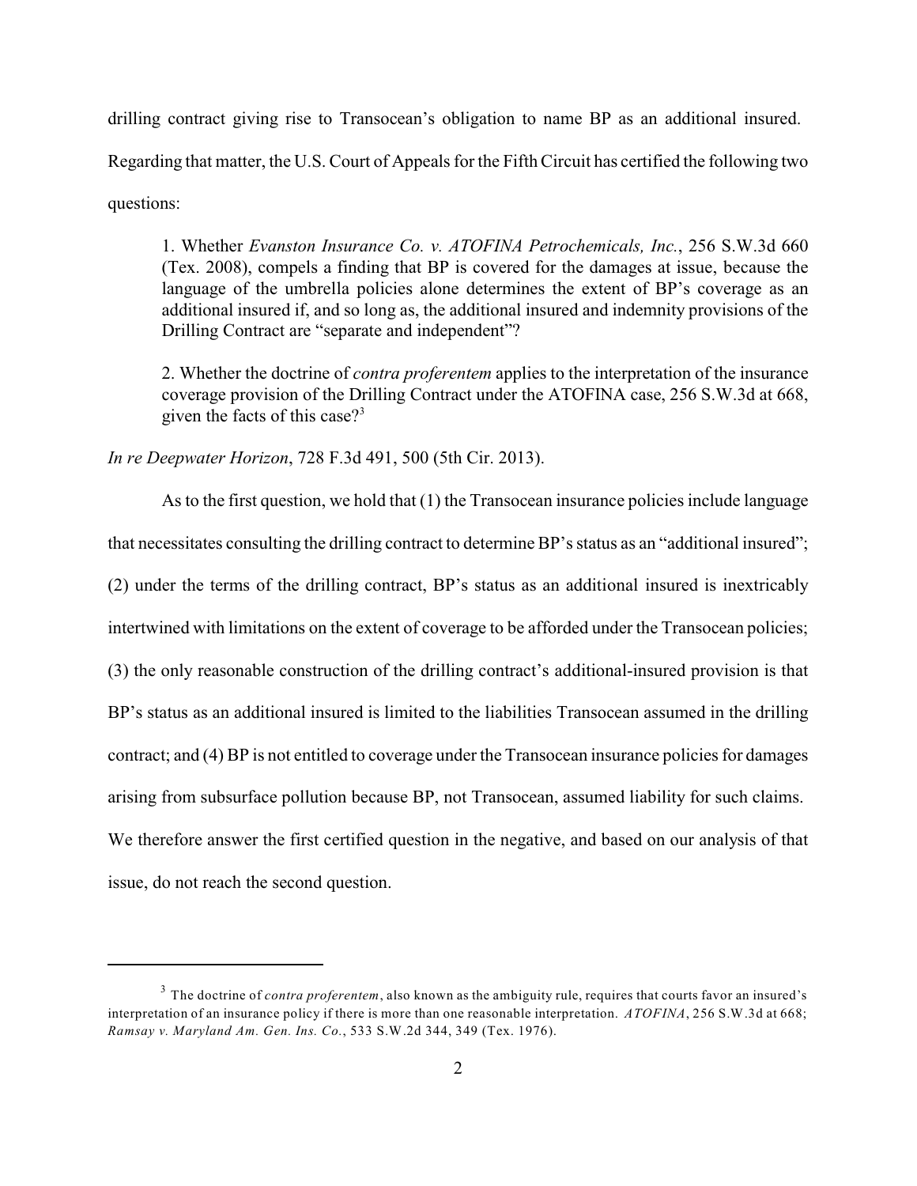drilling contract giving rise to Transocean's obligation to name BP as an additional insured. Regarding that matter, the U.S. Court of Appeals for the Fifth Circuit has certified the following two questions:

> 1. Whether *Evanston Insurance Co. v. ATOFINA Petrochemicals, Inc.*, 256 S.W.3d 660 (Tex. 2008), compels a finding that BP is covered for the damages at issue, because the language of the umbrella policies alone determines the extent of BP's coverage as an additional insured if, and so long as, the additional insured and indemnity provisions of the Drilling Contract are "separate and independent"?
>
> 2. Whether the doctrine of *contra proferentem* applies to the interpretation of the insurance coverage provision of the Drilling Contract under the ATOFINA case, 256 S.W.3d at 668, given the facts of this case?[3]

*In re Deepwater Horizon*, 728 F.3d 491, 500 (5th Cir. 2013).

As to the first question, we hold that (1) the Transocean insurance policies include language that necessitates consulting the drilling contract to determine BP's status as an "additional insured"; (2) under the terms of the drilling contract, BP's status as an additional insured is inextricably intertwined with limitations on the extent of coverage to be afforded under the Transocean policies; (3) the only reasonable construction of the drilling contract's additional-insured provision is that BP's status as an additional insured is limited to the liabilities Transocean assumed in the drilling contract; and (4) BP is not entitled to coverage under the Transocean insurance policies for damages arising from subsurface pollution because BP, not Transocean, assumed liability for such claims. We therefore answer the first certified question in the negative, and based on our analysis of that issue, do not reach the second question.

---

[3] The doctrine of *contra proferentem*, also known as the ambiguity rule, requires that courts favor an insured's interpretation of an insurance policy if there is more than one reasonable interpretation. *ATOFINA*, 256 S.W.3d at 668; *Ramsay v. Maryland Am. Gen. Ins. Co.*, 533 S.W.2d 344, 349 (Tex. 1976).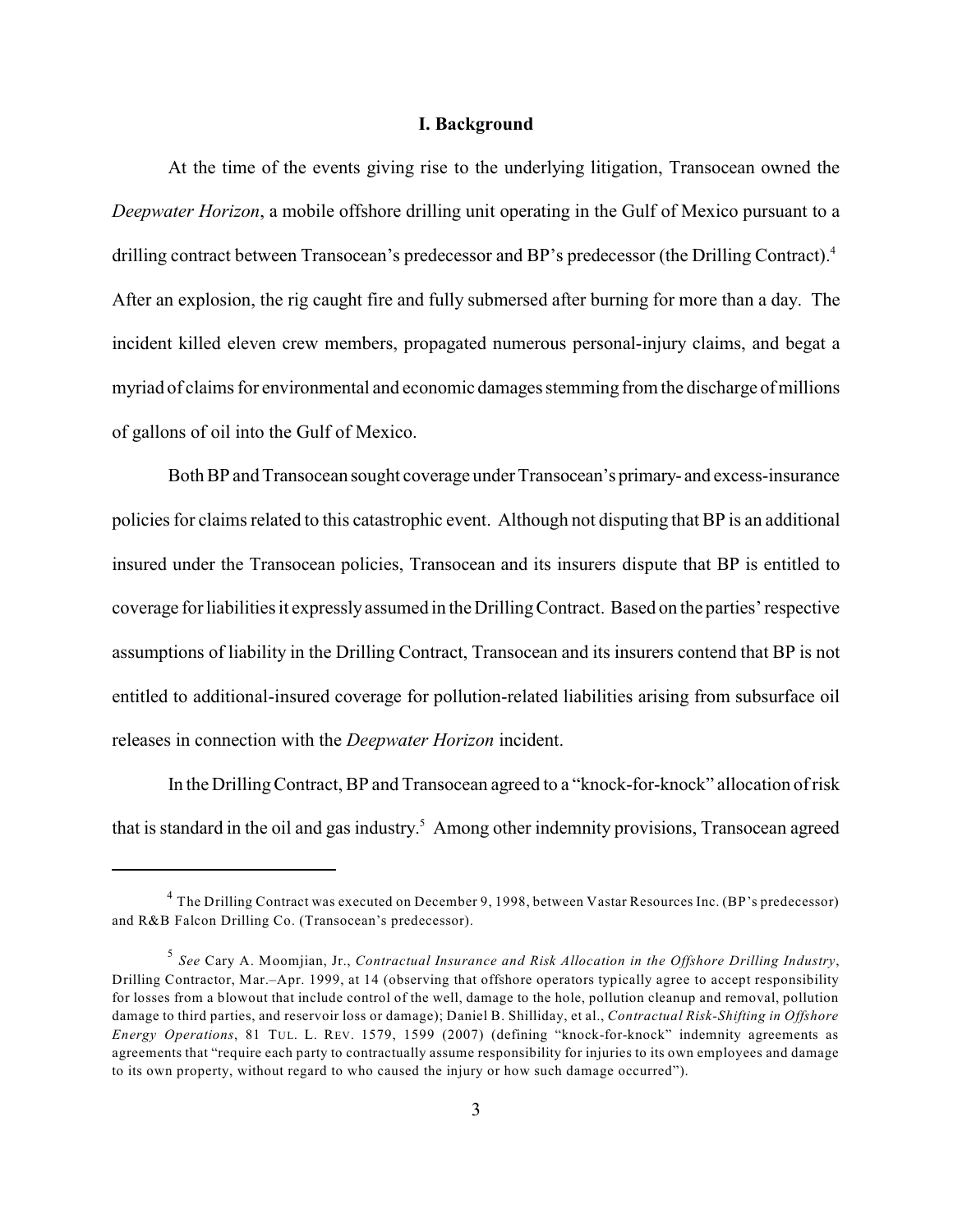## I. Background

At the time of the events giving rise to the underlying litigation, Transocean owned the *Deepwater Horizon*, a mobile offshore drilling unit operating in the Gulf of Mexico pursuant to a drilling contract between Transocean's predecessor and BP's predecessor (the Drilling Contract).[4] After an explosion, the rig caught fire and fully submersed after burning for more than a day. The incident killed eleven crew members, propagated numerous personal-injury claims, and begat a myriad of claims for environmental and economic damages stemming from the discharge of millions of gallons of oil into the Gulf of Mexico.

Both BP and Transocean sought coverage under Transocean's primary- and excess-insurance policies for claims related to this catastrophic event. Although not disputing that BP is an additional insured under the Transocean policies, Transocean and its insurers dispute that BP is entitled to coverage for liabilities it expressly assumed in the Drilling Contract. Based on the parties' respective assumptions of liability in the Drilling Contract, Transocean and its insurers contend that BP is not entitled to additional-insured coverage for pollution-related liabilities arising from subsurface oil releases in connection with the *Deepwater Horizon* incident.

In the Drilling Contract, BP and Transocean agreed to a "knock-for-knock" allocation of risk that is standard in the oil and gas industry.[5] Among other indemnity provisions, Transocean agreed

---

[4] The Drilling Contract was executed on December 9, 1998, between Vastar Resources Inc. (BP's predecessor) and R&B Falcon Drilling Co. (Transocean's predecessor).

[5] *See* Cary A. Moomjian, Jr., *Contractual Insurance and Risk Allocation in the Offshore Drilling Industry*, Drilling Contractor, Mar.–Apr. 1999, at 14 (observing that offshore operators typically agree to accept responsibility for losses from a blowout that include control of the well, damage to the hole, pollution cleanup and removal, pollution damage to third parties, and reservoir loss or damage); Daniel B. Shilliday, et al., *Contractual Risk-Shifting in Offshore Energy Operations*, 81 TUL. L. REV. 1579, 1599 (2007) (defining "knock-for-knock" indemnity agreements as agreements that "require each party to contractually assume responsibility for injuries to its own employees and damage to its own property, without regard to who caused the injury or how such damage occurred").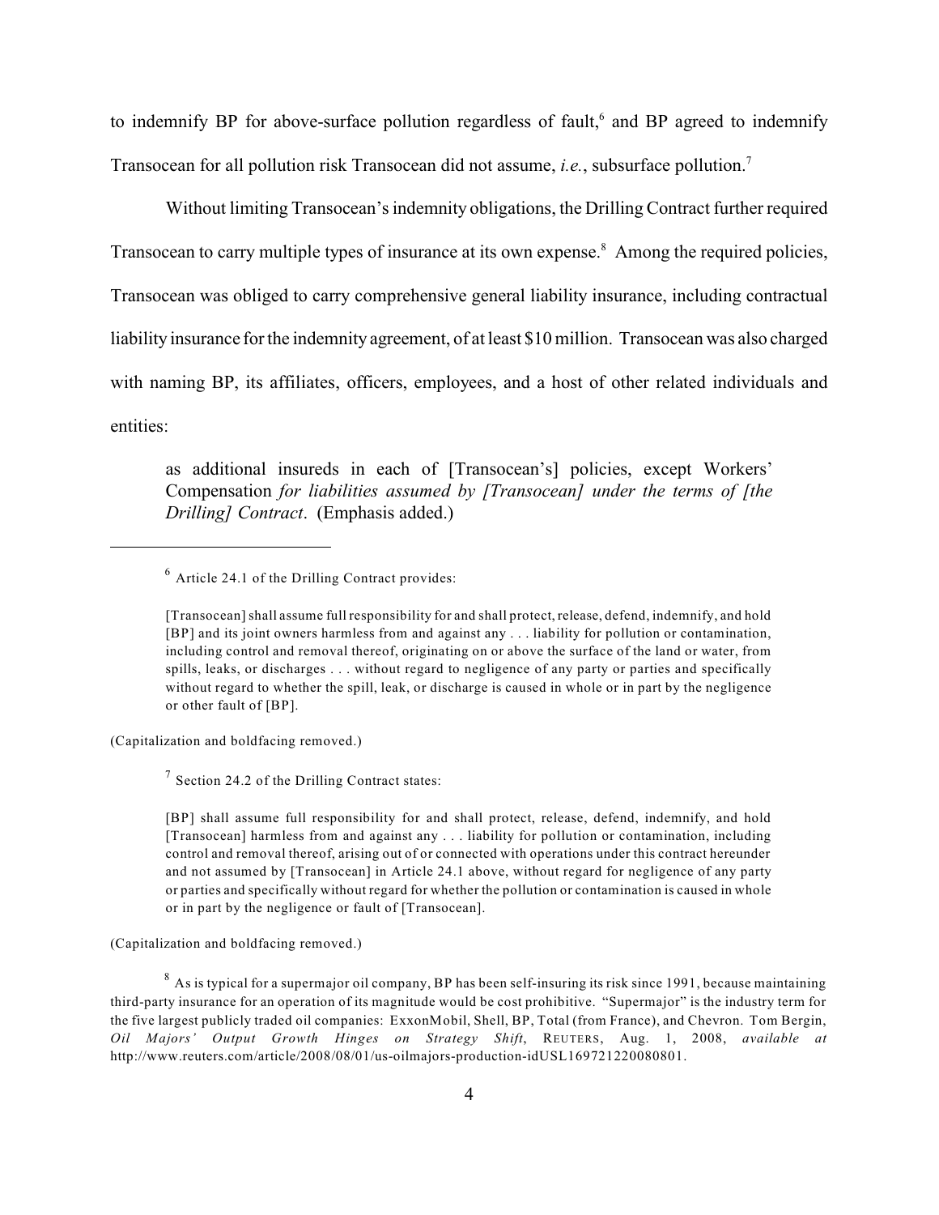to indemnify BP for above-surface pollution regardless of fault,[6] and BP agreed to indemnify Transocean for all pollution risk Transocean did not assume, *i.e.*, subsurface pollution.[7]

Without limiting Transocean's indemnity obligations, the Drilling Contract further required Transocean to carry multiple types of insurance at its own expense.[8] Among the required policies, Transocean was obliged to carry comprehensive general liability insurance, including contractual liability insurance for the indemnity agreement, of at least $10 million. Transocean was also charged with naming BP, its affiliates, officers, employees, and a host of other related individuals and entities:

> as additional insureds in each of [Transocean's] policies, except Workers' Compensation *for liabilities assumed by [Transocean] under the terms of [the Drilling] Contract*. (Emphasis added.)

---

[6] Article 24.1 of the Drilling Contract provides:

> [Transocean] shall assume full responsibility for and shall protect, release, defend, indemnify, and hold [BP] and its joint owners harmless from and against any . . . liability for pollution or contamination, including control and removal thereof, originating on or above the surface of the land or water, from spills, leaks, or discharges . . . without regard to negligence of any party or parties and specifically without regard to whether the spill, leak, or discharge is caused in whole or in part by the negligence or other fault of [BP].

(Capitalization and boldfacing removed.)

[7] Section 24.2 of the Drilling Contract states:

> [BP] shall assume full responsibility for and shall protect, release, defend, indemnify, and hold [Transocean] harmless from and against any . . . liability for pollution or contamination, including control and removal thereof, arising out of or connected with operations under this contract hereunder and not assumed by [Transocean] in Article 24.1 above, without regard for negligence of any party or parties and specifically without regard for whether the pollution or contamination is caused in whole or in part by the negligence or fault of [Transocean].

(Capitalization and boldfacing removed.)

[8] As is typical for a supermajor oil company, BP has been self-insuring its risk since 1991, because maintaining third-party insurance for an operation of its magnitude would be cost prohibitive. "Supermajor" is the industry term for the five largest publicly traded oil companies: ExxonMobil, Shell, BP, Total (from France), and Chevron. Tom Bergin, *Oil Majors' Output Growth Hinges on Strategy Shift*, REUTERS, Aug. 1, 2008, *available at* http://www.reuters.com/article/2008/08/01/us-oilmajors-production-idUSL169721220080801.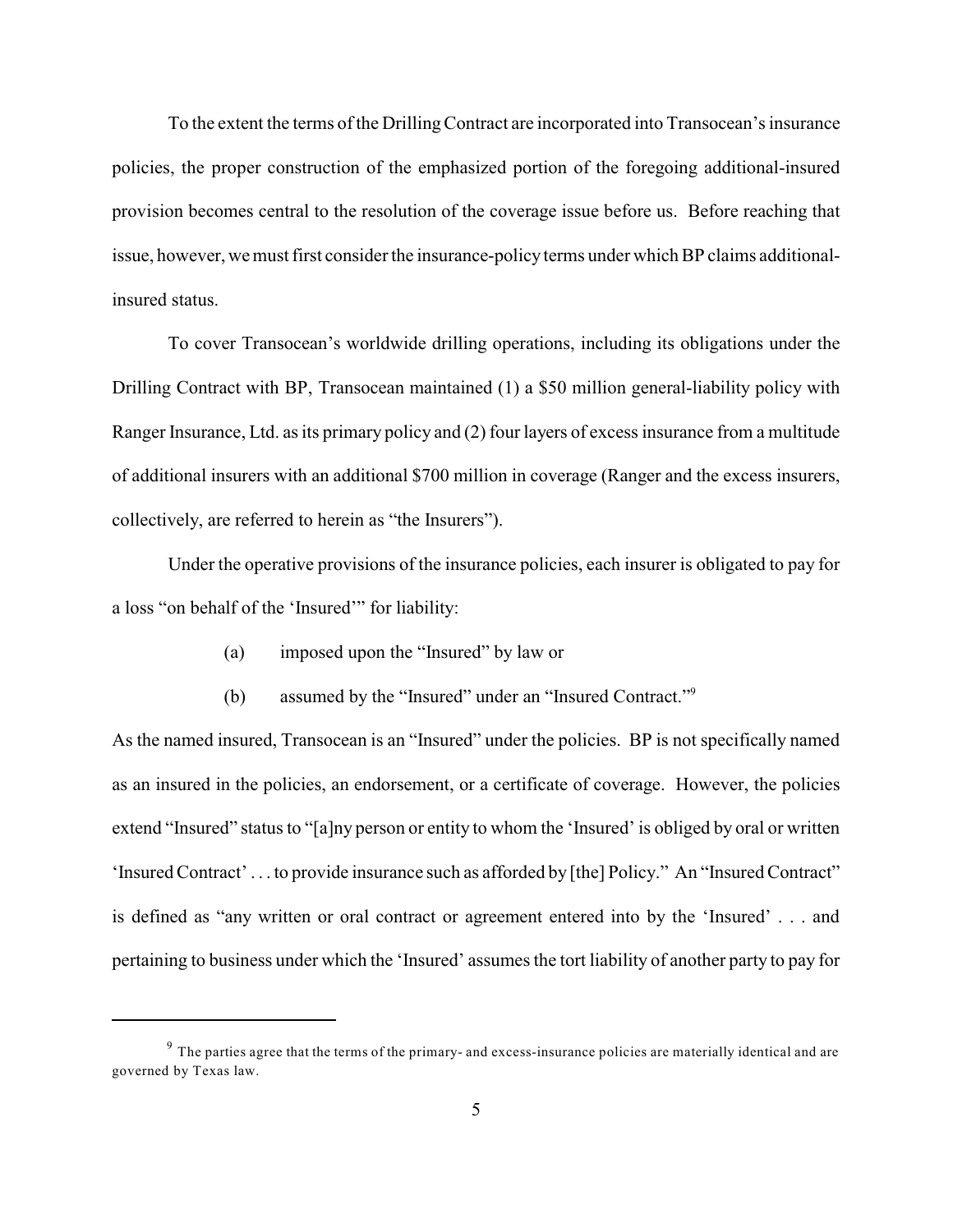To the extent the terms of the Drilling Contract are incorporated into Transocean's insurance policies, the proper construction of the emphasized portion of the foregoing additional-insured provision becomes central to the resolution of the coverage issue before us. Before reaching that issue, however, we must first consider the insurance-policy terms under which BP claims additional-insured status.

To cover Transocean's worldwide drilling operations, including its obligations under the Drilling Contract with BP, Transocean maintained (1) a $50 million general-liability policy with Ranger Insurance, Ltd. as its primary policy and (2) four layers of excess insurance from a multitude of additional insurers with an additional $700 million in coverage (Ranger and the excess insurers, collectively, are referred to herein as "the Insurers").

Under the operative provisions of the insurance policies, each insurer is obligated to pay for a loss "on behalf of the 'Insured'" for liability:

> (a) imposed upon the "Insured" by law or
>
> (b) assumed by the "Insured" under an "Insured Contract."[9]

As the named insured, Transocean is an "Insured" under the policies. BP is not specifically named as an insured in the policies, an endorsement, or a certificate of coverage. However, the policies extend "Insured" status to "[a]ny person or entity to whom the 'Insured' is obliged by oral or written 'Insured Contract' . . . to provide insurance such as afforded by [the] Policy." An "Insured Contract" is defined as "any written or oral contract or agreement entered into by the 'Insured' . . . and pertaining to business under which the 'Insured' assumes the tort liability of another party to pay for

---

[9] The parties agree that the terms of the primary- and excess-insurance policies are materially identical and are governed by Texas law.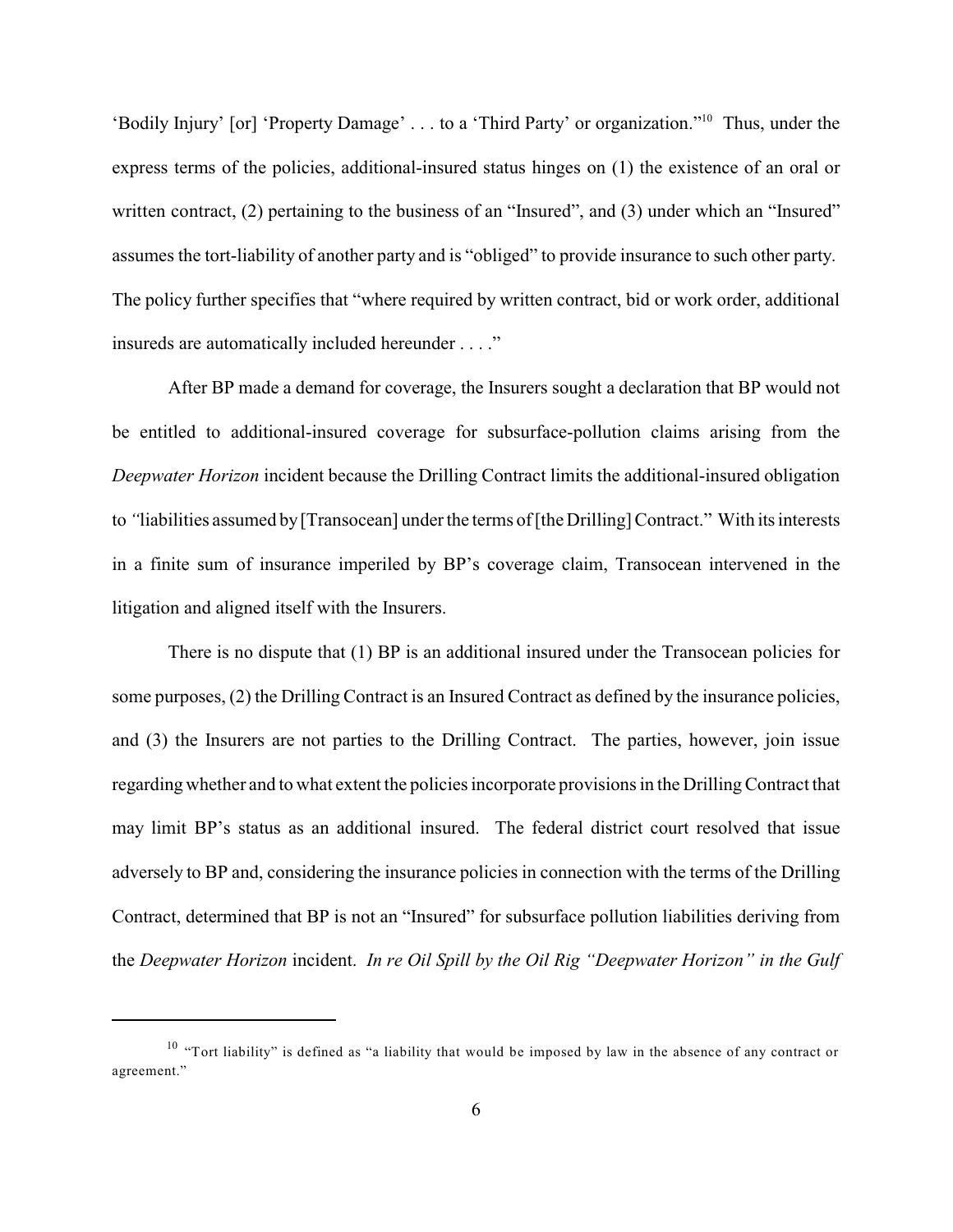'Bodily Injury' [or] 'Property Damage' . . . to a 'Third Party' or organization."[10] Thus, under the express terms of the policies, additional-insured status hinges on (1) the existence of an oral or written contract, (2) pertaining to the business of an "Insured", and (3) under which an "Insured" assumes the tort-liability of another party and is "obliged" to provide insurance to such other party. The policy further specifies that "where required by written contract, bid or work order, additional insureds are automatically included hereunder . . . ."

After BP made a demand for coverage, the Insurers sought a declaration that BP would not be entitled to additional-insured coverage for subsurface-pollution claims arising from the *Deepwater Horizon* incident because the Drilling Contract limits the additional-insured obligation to "liabilities assumed by [Transocean] under the terms of [the Drilling] Contract." With its interests in a finite sum of insurance imperiled by BP's coverage claim, Transocean intervened in the litigation and aligned itself with the Insurers.

There is no dispute that (1) BP is an additional insured under the Transocean policies for some purposes, (2) the Drilling Contract is an Insured Contract as defined by the insurance policies, and (3) the Insurers are not parties to the Drilling Contract. The parties, however, join issue regarding whether and to what extent the policies incorporate provisions in the Drilling Contract that may limit BP's status as an additional insured. The federal district court resolved that issue adversely to BP and, considering the insurance policies in connection with the terms of the Drilling Contract, determined that BP is not an "Insured" for subsurface pollution liabilities deriving from the *Deepwater Horizon* incident. *In re Oil Spill by the Oil Rig "Deepwater Horizon" in the Gulf*

---

[10] "Tort liability" is defined as "a liability that would be imposed by law in the absence of any contract or agreement."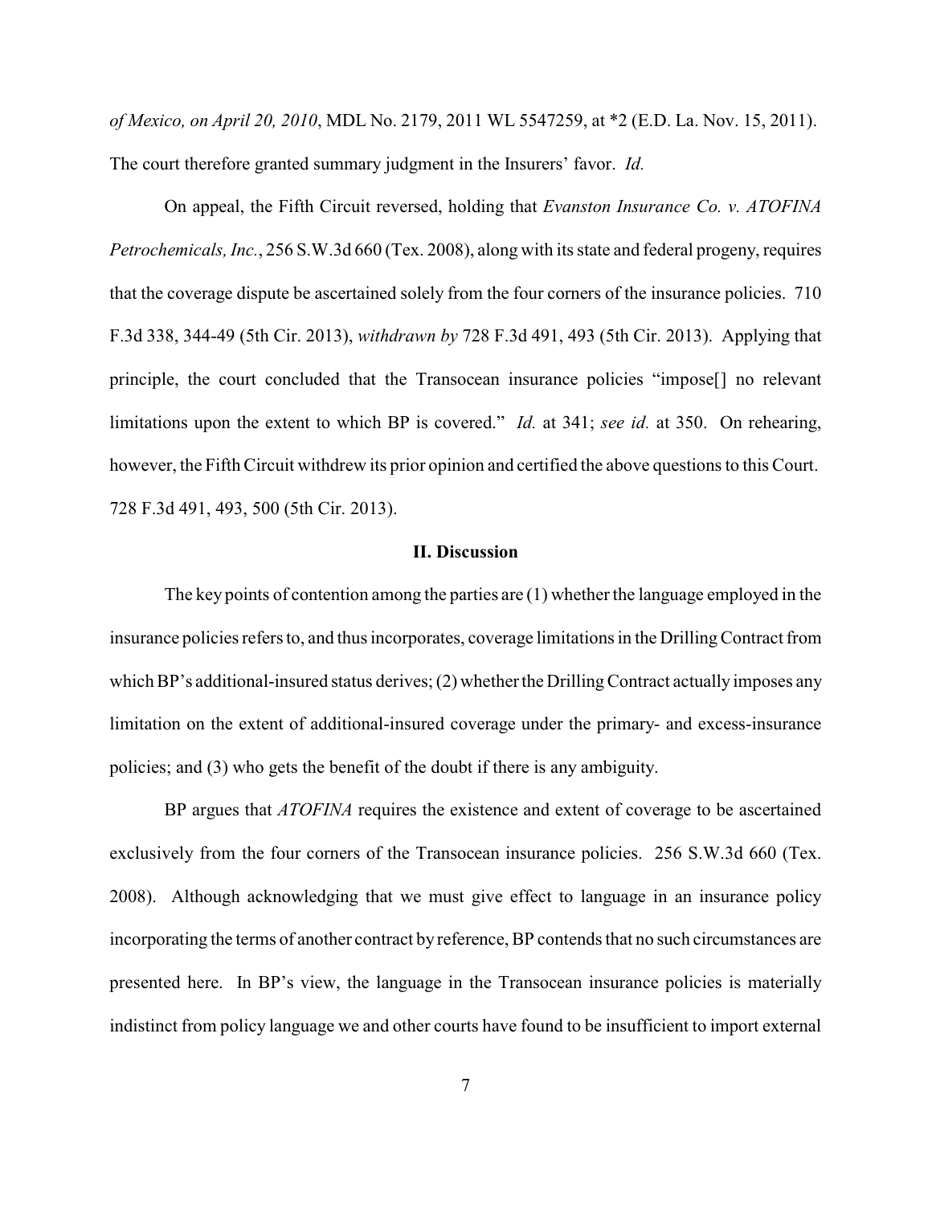*of Mexico, on April 20, 2010*, MDL No. 2179, 2011 WL 5547259, at *2 (E.D. La. Nov. 15, 2011). The court therefore granted summary judgment in the Insurers' favor. *Id.*

On appeal, the Fifth Circuit reversed, holding that *Evanston Insurance Co. v. ATOFINA Petrochemicals, Inc.*, 256 S.W.3d 660 (Tex. 2008), along with its state and federal progeny, requires that the coverage dispute be ascertained solely from the four corners of the insurance policies. 710 F.3d 338, 344-49 (5th Cir. 2013), *withdrawn by* 728 F.3d 491, 493 (5th Cir. 2013). Applying that principle, the court concluded that the Transocean insurance policies "impose[] no relevant limitations upon the extent to which BP is covered." *Id.* at 341; *see id.* at 350. On rehearing, however, the Fifth Circuit withdrew its prior opinion and certified the above questions to this Court. 728 F.3d 491, 493, 500 (5th Cir. 2013).

## II. Discussion

The key points of contention among the parties are (1) whether the language employed in the insurance policies refers to, and thus incorporates, coverage limitations in the Drilling Contract from which BP's additional-insured status derives; (2) whether the Drilling Contract actually imposes any limitation on the extent of additional-insured coverage under the primary- and excess-insurance policies; and (3) who gets the benefit of the doubt if there is any ambiguity.

BP argues that *ATOFINA* requires the existence and extent of coverage to be ascertained exclusively from the four corners of the Transocean insurance policies. 256 S.W.3d 660 (Tex. 2008). Although acknowledging that we must give effect to language in an insurance policy incorporating the terms of another contract by reference, BP contends that no such circumstances are presented here. In BP's view, the language in the Transocean insurance policies is materially indistinct from policy language we and other courts have found to be insufficient to import external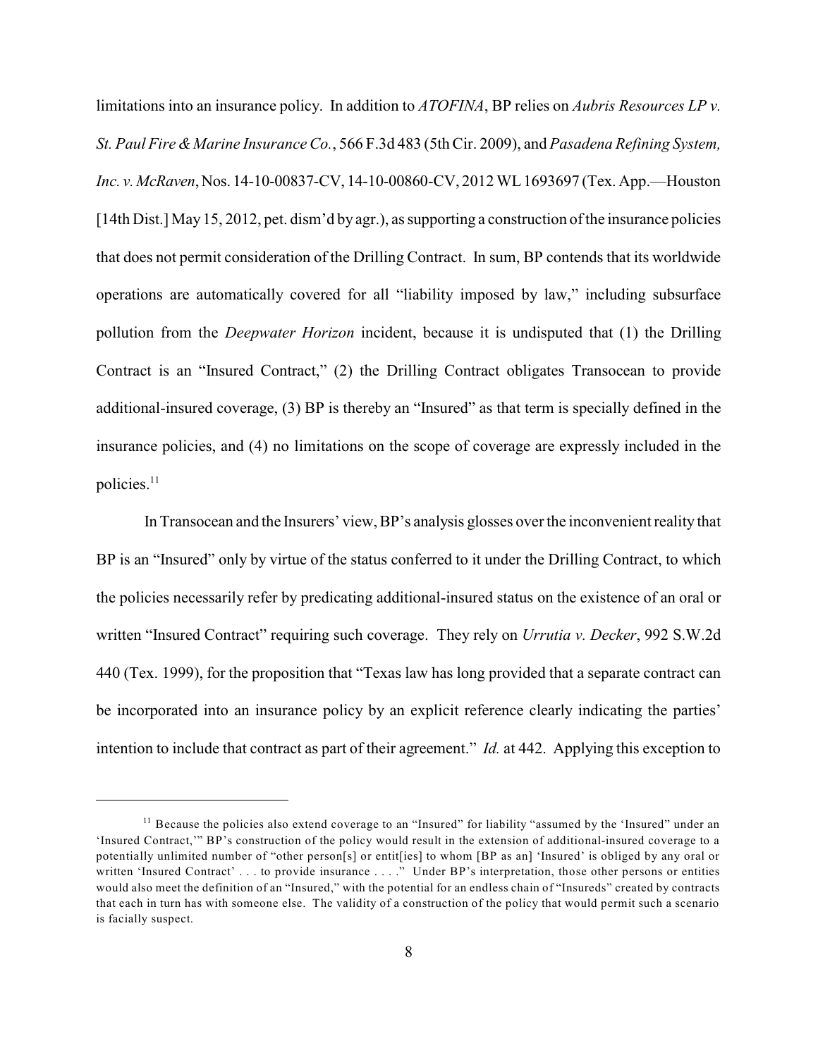limitations into an insurance policy. In addition to *ATOFINA*, BP relies on *Aubris Resources LP v. St. Paul Fire & Marine Insurance Co.*, 566 F.3d 483 (5th Cir. 2009), and *Pasadena Refining System, Inc. v. McRaven*, Nos. 14-10-00837-CV, 14-10-00860-CV, 2012 WL 1693697 (Tex. App.—Houston [14th Dist.] May 15, 2012, pet. dism'd by agr.), as supporting a construction of the insurance policies that does not permit consideration of the Drilling Contract. In sum, BP contends that its worldwide operations are automatically covered for all "liability imposed by law," including subsurface pollution from the *Deepwater Horizon* incident, because it is undisputed that (1) the Drilling Contract is an "Insured Contract," (2) the Drilling Contract obligates Transocean to provide additional-insured coverage, (3) BP is thereby an "Insured" as that term is specially defined in the insurance policies, and (4) no limitations on the scope of coverage are expressly included in the policies.[11]

In Transocean and the Insurers' view, BP's analysis glosses over the inconvenient reality that BP is an "Insured" only by virtue of the status conferred to it under the Drilling Contract, to which the policies necessarily refer by predicating additional-insured status on the existence of an oral or written "Insured Contract" requiring such coverage. They rely on *Urrutia v. Decker*, 992 S.W.2d 440 (Tex. 1999), for the proposition that "Texas law has long provided that a separate contract can be incorporated into an insurance policy by an explicit reference clearly indicating the parties' intention to include that contract as part of their agreement." *Id.* at 442. Applying this exception to

[11] Because the policies also extend coverage to an "Insured" for liability "assumed by the 'Insured' under an 'Insured Contract,'" BP's construction of the policy would result in the extension of additional-insured coverage to a potentially unlimited number of "other person[s] or entit[ies] to whom [BP as an] 'Insured' is obliged by any oral or written 'Insured Contract' . . . to provide insurance . . . ." Under BP's interpretation, those other persons or entities would also meet the definition of an "Insured," with the potential for an endless chain of "Insureds" created by contracts that each in turn has with someone else. The validity of a construction of the policy that would permit such a scenario is facially suspect.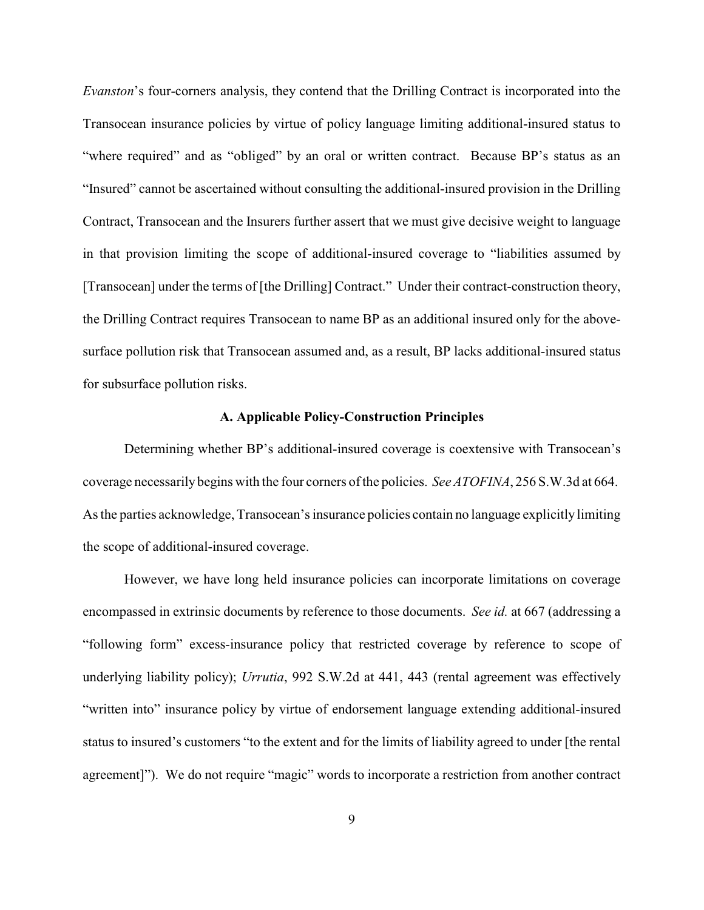*Evanston*'s four-corners analysis, they contend that the Drilling Contract is incorporated into the Transocean insurance policies by virtue of policy language limiting additional-insured status to "where required" and as "obliged" by an oral or written contract. Because BP's status as an "Insured" cannot be ascertained without consulting the additional-insured provision in the Drilling Contract, Transocean and the Insurers further assert that we must give decisive weight to language in that provision limiting the scope of additional-insured coverage to "liabilities assumed by [Transocean] under the terms of [the Drilling] Contract." Under their contract-construction theory, the Drilling Contract requires Transocean to name BP as an additional insured only for the above-surface pollution risk that Transocean assumed and, as a result, BP lacks additional-insured status for subsurface pollution risks.

### A. Applicable Policy-Construction Principles

Determining whether BP's additional-insured coverage is coextensive with Transocean's coverage necessarily begins with the four corners of the policies. *See ATOFINA*, 256 S.W.3d at 664. As the parties acknowledge, Transocean's insurance policies contain no language explicitly limiting the scope of additional-insured coverage.

However, we have long held insurance policies can incorporate limitations on coverage encompassed in extrinsic documents by reference to those documents. *See id.* at 667 (addressing a "following form" excess-insurance policy that restricted coverage by reference to scope of underlying liability policy); *Urrutia*, 992 S.W.2d at 441, 443 (rental agreement was effectively "written into" insurance policy by virtue of endorsement language extending additional-insured status to insured's customers "to the extent and for the limits of liability agreed to under [the rental agreement]"). We do not require "magic" words to incorporate a restriction from another contract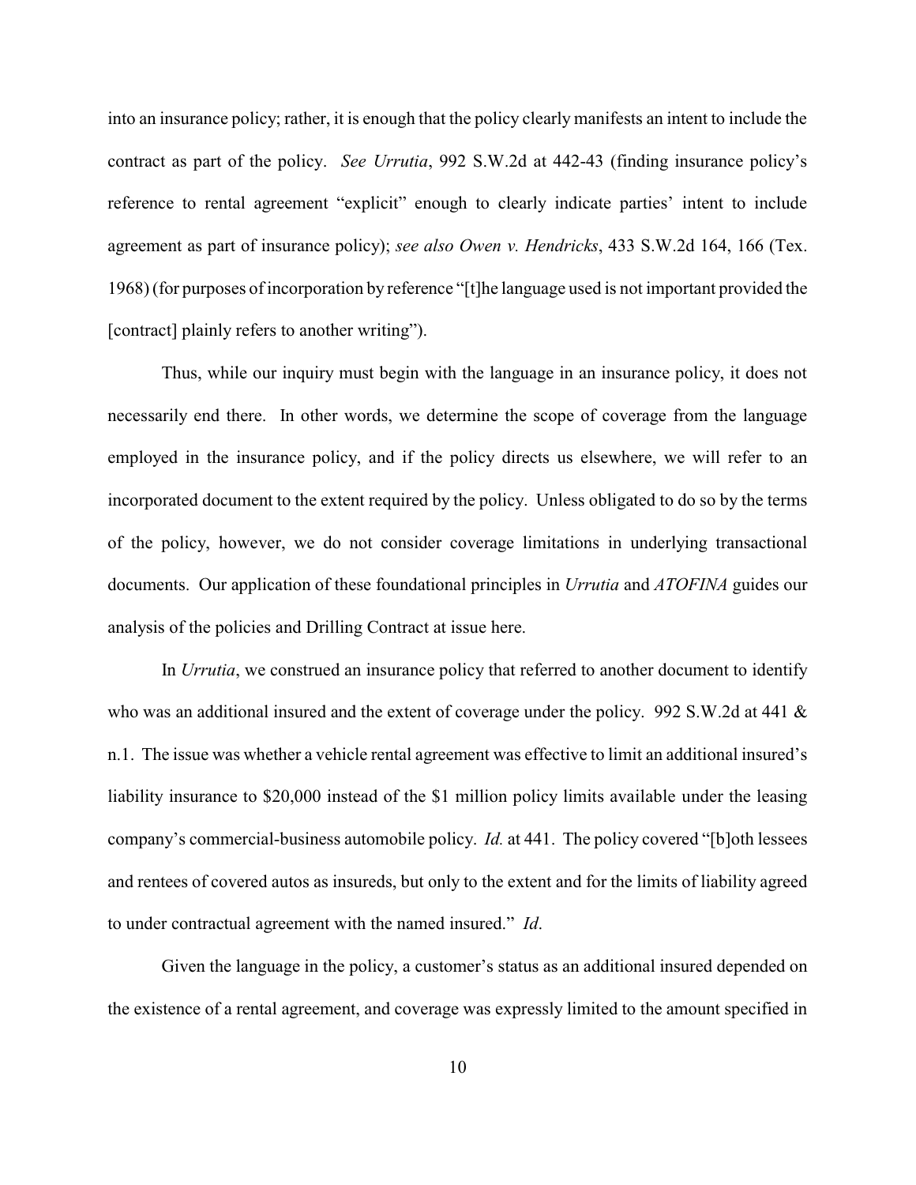into an insurance policy; rather, it is enough that the policy clearly manifests an intent to include the contract as part of the policy. *See Urrutia*, 992 S.W.2d at 442-43 (finding insurance policy's reference to rental agreement "explicit" enough to clearly indicate parties' intent to include agreement as part of insurance policy); *see also Owen v. Hendricks*, 433 S.W.2d 164, 166 (Tex. 1968) (for purposes of incorporation by reference "[t]he language used is not important provided the [contract] plainly refers to another writing").

Thus, while our inquiry must begin with the language in an insurance policy, it does not necessarily end there. In other words, we determine the scope of coverage from the language employed in the insurance policy, and if the policy directs us elsewhere, we will refer to an incorporated document to the extent required by the policy. Unless obligated to do so by the terms of the policy, however, we do not consider coverage limitations in underlying transactional documents. Our application of these foundational principles in *Urrutia* and *ATOFINA* guides our analysis of the policies and Drilling Contract at issue here.

In *Urrutia*, we construed an insurance policy that referred to another document to identify who was an additional insured and the extent of coverage under the policy. 992 S.W.2d at 441 & n.1. The issue was whether a vehicle rental agreement was effective to limit an additional insured's liability insurance to $20,000 instead of the $1 million policy limits available under the leasing company's commercial-business automobile policy. *Id.* at 441. The policy covered "[b]oth lessees and rentees of covered autos as insureds, but only to the extent and for the limits of liability agreed to under contractual agreement with the named insured." *Id*.

Given the language in the policy, a customer's status as an additional insured depended on the existence of a rental agreement, and coverage was expressly limited to the amount specified in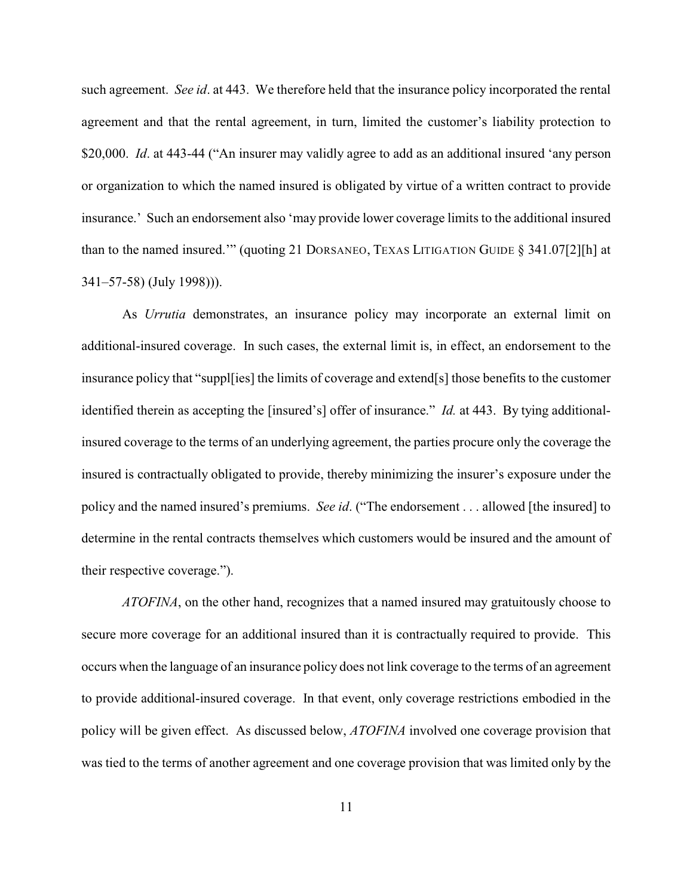such agreement. *See id*. at 443. We therefore held that the insurance policy incorporated the rental agreement and that the rental agreement, in turn, limited the customer's liability protection to $20,000. *Id*. at 443-44 ("An insurer may validly agree to add as an additional insured 'any person or organization to which the named insured is obligated by virtue of a written contract to provide insurance.' Such an endorsement also 'may provide lower coverage limits to the additional insured than to the named insured.'" (quoting 21 DORSANEO, TEXAS LITIGATION GUIDE § 341.07[2][h] at 341–57-58) (July 1998))).

As *Urrutia* demonstrates, an insurance policy may incorporate an external limit on additional-insured coverage. In such cases, the external limit is, in effect, an endorsement to the insurance policy that "suppl[ies] the limits of coverage and extend[s] those benefits to the customer identified therein as accepting the [insured's] offer of insurance." *Id.* at 443. By tying additional-insured coverage to the terms of an underlying agreement, the parties procure only the coverage the insured is contractually obligated to provide, thereby minimizing the insurer's exposure under the policy and the named insured's premiums. *See id*. ("The endorsement . . . allowed [the insured] to determine in the rental contracts themselves which customers would be insured and the amount of their respective coverage.").

*ATOFINA*, on the other hand, recognizes that a named insured may gratuitously choose to secure more coverage for an additional insured than it is contractually required to provide. This occurs when the language of an insurance policy does not link coverage to the terms of an agreement to provide additional-insured coverage. In that event, only coverage restrictions embodied in the policy will be given effect. As discussed below, *ATOFINA* involved one coverage provision that was tied to the terms of another agreement and one coverage provision that was limited only by the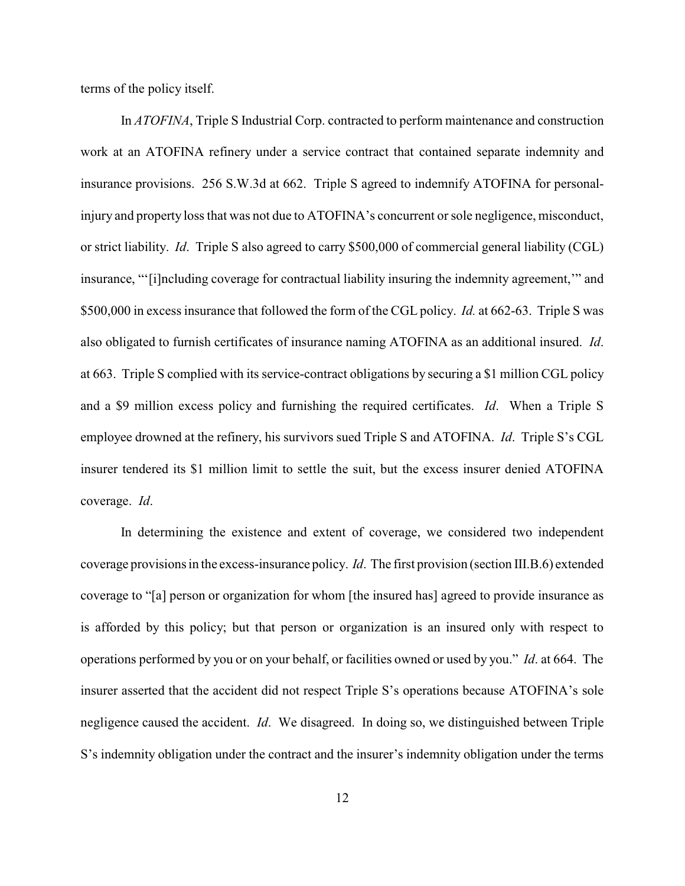terms of the policy itself.

In *ATOFINA*, Triple S Industrial Corp. contracted to perform maintenance and construction work at an ATOFINA refinery under a service contract that contained separate indemnity and insurance provisions. 256 S.W.3d at 662. Triple S agreed to indemnify ATOFINA for personal-injury and property loss that was not due to ATOFINA's concurrent or sole negligence, misconduct, or strict liability. *Id*. Triple S also agreed to carry $500,000 of commercial general liability (CGL) insurance, "'[i]ncluding coverage for contractual liability insuring the indemnity agreement,'" and $500,000 in excess insurance that followed the form of the CGL policy. *Id.* at 662-63. Triple S was also obligated to furnish certificates of insurance naming ATOFINA as an additional insured. *Id*. at 663. Triple S complied with its service-contract obligations by securing a $1 million CGL policy and a $9 million excess policy and furnishing the required certificates. *Id*. When a Triple S employee drowned at the refinery, his survivors sued Triple S and ATOFINA. *Id*. Triple S's CGL insurer tendered its $1 million limit to settle the suit, but the excess insurer denied ATOFINA coverage. *Id*.

In determining the existence and extent of coverage, we considered two independent coverage provisions in the excess-insurance policy. *Id*. The first provision (section III.B.6) extended coverage to "[a] person or organization for whom [the insured has] agreed to provide insurance as is afforded by this policy; but that person or organization is an insured only with respect to operations performed by you or on your behalf, or facilities owned or used by you." *Id*. at 664. The insurer asserted that the accident did not respect Triple S's operations because ATOFINA's sole negligence caused the accident. *Id*. We disagreed. In doing so, we distinguished between Triple S's indemnity obligation under the contract and the insurer's indemnity obligation under the terms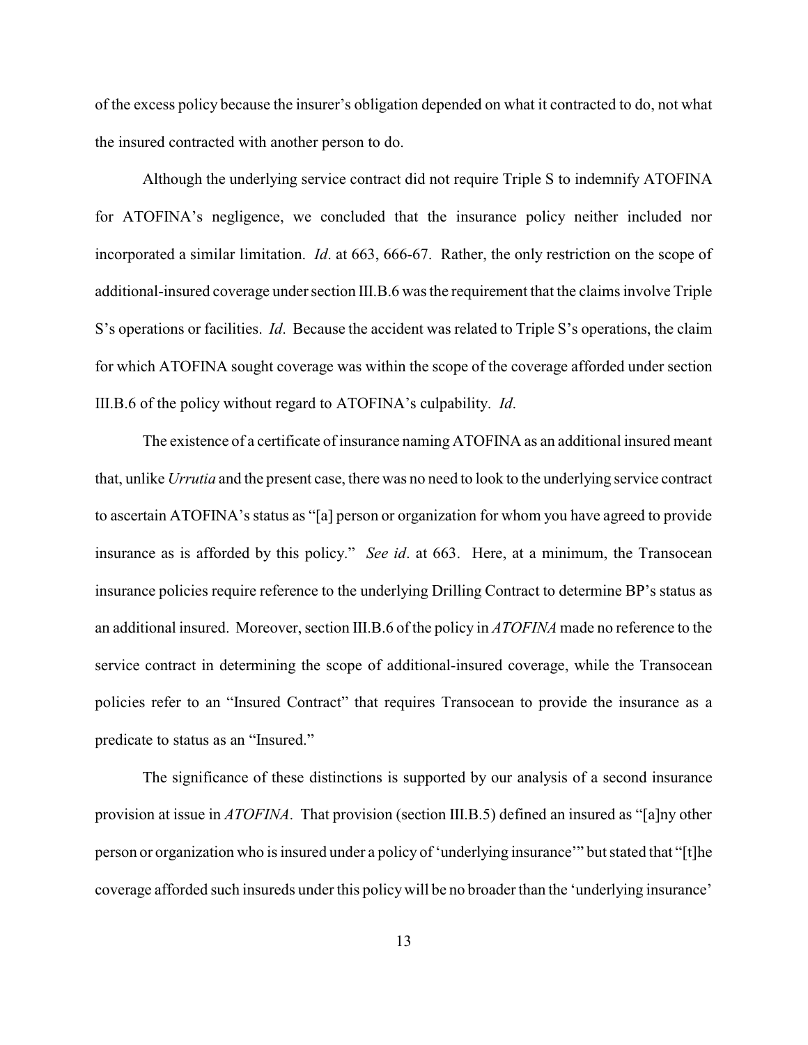of the excess policy because the insurer's obligation depended on what it contracted to do, not what the insured contracted with another person to do.

Although the underlying service contract did not require Triple S to indemnify ATOFINA for ATOFINA's negligence, we concluded that the insurance policy neither included nor incorporated a similar limitation. *Id*. at 663, 666-67. Rather, the only restriction on the scope of additional-insured coverage under section III.B.6 was the requirement that the claims involve Triple S's operations or facilities. *Id*. Because the accident was related to Triple S's operations, the claim for which ATOFINA sought coverage was within the scope of the coverage afforded under section III.B.6 of the policy without regard to ATOFINA's culpability. *Id*.

The existence of a certificate of insurance naming ATOFINA as an additional insured meant that, unlike *Urrutia* and the present case, there was no need to look to the underlying service contract to ascertain ATOFINA's status as "[a] person or organization for whom you have agreed to provide insurance as is afforded by this policy." *See id*. at 663. Here, at a minimum, the Transocean insurance policies require reference to the underlying Drilling Contract to determine BP's status as an additional insured. Moreover, section III.B.6 of the policy in *ATOFINA* made no reference to the service contract in determining the scope of additional-insured coverage, while the Transocean policies refer to an "Insured Contract" that requires Transocean to provide the insurance as a predicate to status as an "Insured."

The significance of these distinctions is supported by our analysis of a second insurance provision at issue in *ATOFINA*. That provision (section III.B.5) defined an insured as "[a]ny other person or organization who is insured under a policy of 'underlying insurance'" but stated that "[t]he coverage afforded such insureds under this policy will be no broader than the 'underlying insurance'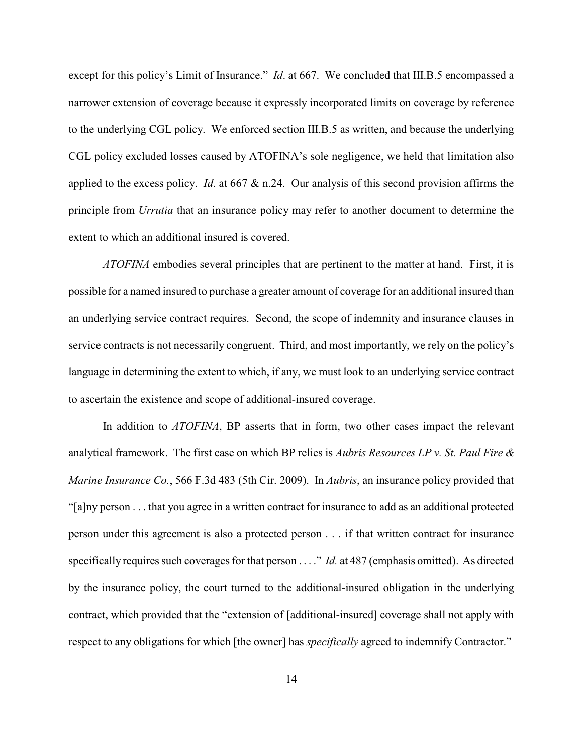except for this policy's Limit of Insurance." *Id*. at 667. We concluded that III.B.5 encompassed a narrower extension of coverage because it expressly incorporated limits on coverage by reference to the underlying CGL policy. We enforced section III.B.5 as written, and because the underlying CGL policy excluded losses caused by ATOFINA's sole negligence, we held that limitation also applied to the excess policy. *Id*. at 667 & n.24. Our analysis of this second provision affirms the principle from *Urrutia* that an insurance policy may refer to another document to determine the extent to which an additional insured is covered.

*ATOFINA* embodies several principles that are pertinent to the matter at hand. First, it is possible for a named insured to purchase a greater amount of coverage for an additional insured than an underlying service contract requires. Second, the scope of indemnity and insurance clauses in service contracts is not necessarily congruent. Third, and most importantly, we rely on the policy's language in determining the extent to which, if any, we must look to an underlying service contract to ascertain the existence and scope of additional-insured coverage.

In addition to *ATOFINA*, BP asserts that in form, two other cases impact the relevant analytical framework. The first case on which BP relies is *Aubris Resources LP v. St. Paul Fire & Marine Insurance Co.*, 566 F.3d 483 (5th Cir. 2009). In *Aubris*, an insurance policy provided that "[a]ny person . . . that you agree in a written contract for insurance to add as an additional protected person under this agreement is also a protected person . . . if that written contract for insurance specifically requires such coverages for that person . . . ." *Id.* at 487 (emphasis omitted). As directed by the insurance policy, the court turned to the additional-insured obligation in the underlying contract, which provided that the "extension of [additional-insured] coverage shall not apply with respect to any obligations for which [the owner] has *specifically* agreed to indemnify Contractor."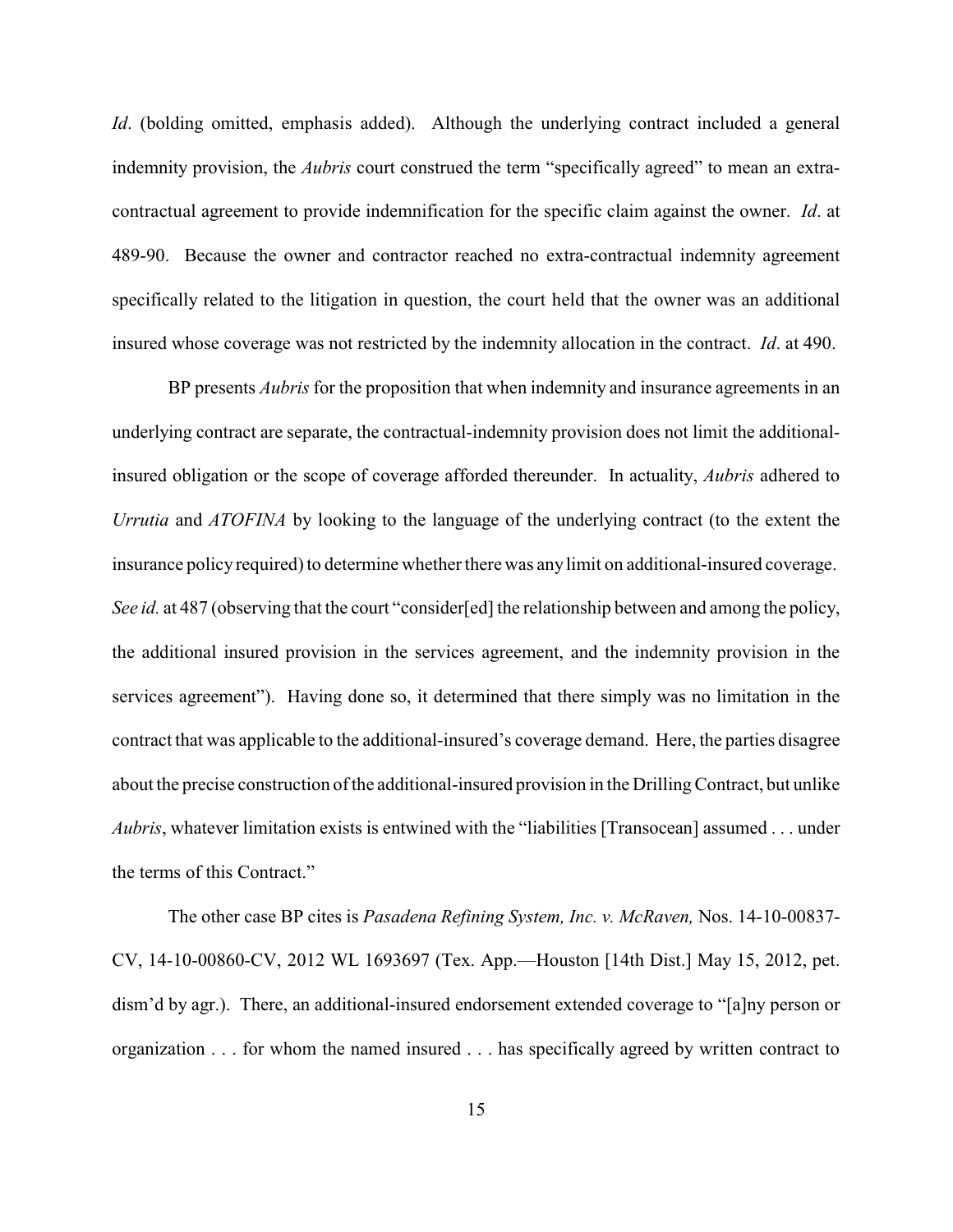*Id*. (bolding omitted, emphasis added). Although the underlying contract included a general indemnity provision, the *Aubris* court construed the term "specifically agreed" to mean an extra-contractual agreement to provide indemnification for the specific claim against the owner. *Id*. at 489-90. Because the owner and contractor reached no extra-contractual indemnity agreement specifically related to the litigation in question, the court held that the owner was an additional insured whose coverage was not restricted by the indemnity allocation in the contract. *Id*. at 490.

BP presents *Aubris* for the proposition that when indemnity and insurance agreements in an underlying contract are separate, the contractual-indemnity provision does not limit the additional-insured obligation or the scope of coverage afforded thereunder. In actuality, *Aubris* adhered to *Urrutia* and *ATOFINA* by looking to the language of the underlying contract (to the extent the insurance policy required) to determine whether there was any limit on additional-insured coverage. *See id.* at 487 (observing that the court "consider[ed] the relationship between and among the policy, the additional insured provision in the services agreement, and the indemnity provision in the services agreement"). Having done so, it determined that there simply was no limitation in the contract that was applicable to the additional-insured's coverage demand. Here, the parties disagree about the precise construction of the additional-insured provision in the Drilling Contract, but unlike *Aubris*, whatever limitation exists is entwined with the "liabilities [Transocean] assumed . . . under the terms of this Contract."

The other case BP cites is *Pasadena Refining System, Inc. v. McRaven,* Nos. 14-10-00837-CV, 14-10-00860-CV, 2012 WL 1693697 (Tex. App.—Houston [14th Dist.] May 15, 2012, pet. dism'd by agr.). There, an additional-insured endorsement extended coverage to "[a]ny person or organization . . . for whom the named insured . . . has specifically agreed by written contract to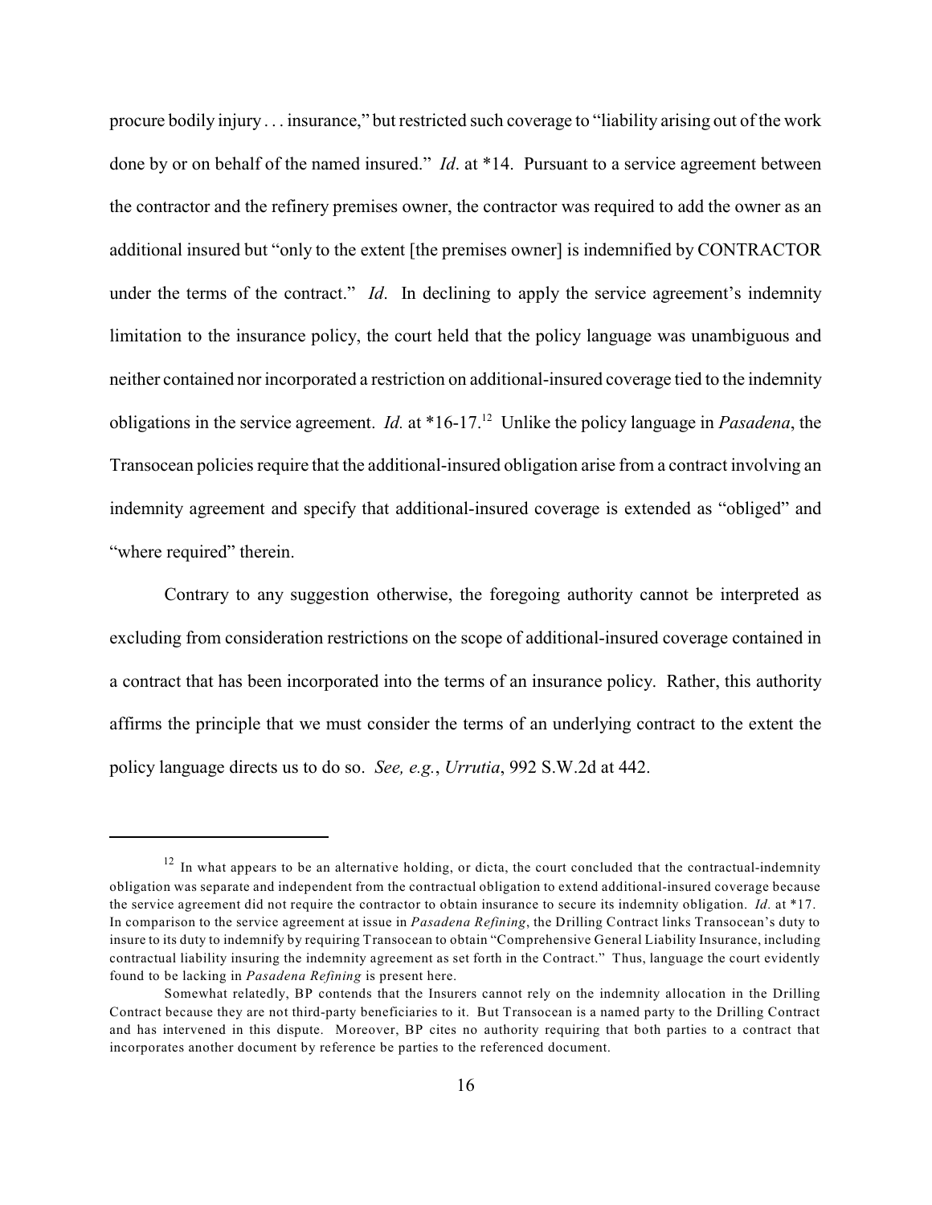procure bodily injury . . . insurance," but restricted such coverage to "liability arising out of the work done by or on behalf of the named insured." *Id*. at *14. Pursuant to a service agreement between the contractor and the refinery premises owner, the contractor was required to add the owner as an additional insured but "only to the extent [the premises owner] is indemnified by CONTRACTOR under the terms of the contract." *Id*. In declining to apply the service agreement's indemnity limitation to the insurance policy, the court held that the policy language was unambiguous and neither contained nor incorporated a restriction on additional-insured coverage tied to the indemnity obligations in the service agreement. *Id.* at *16-17.[12] Unlike the policy language in *Pasadena*, the Transocean policies require that the additional-insured obligation arise from a contract involving an indemnity agreement and specify that additional-insured coverage is extended as "obliged" and "where required" therein.

Contrary to any suggestion otherwise, the foregoing authority cannot be interpreted as excluding from consideration restrictions on the scope of additional-insured coverage contained in a contract that has been incorporated into the terms of an insurance policy. Rather, this authority affirms the principle that we must consider the terms of an underlying contract to the extent the policy language directs us to do so. *See, e.g.*, *Urrutia*, 992 S.W.2d at 442.

---

[12] In what appears to be an alternative holding, or dicta, the court concluded that the contractual-indemnity obligation was separate and independent from the contractual obligation to extend additional-insured coverage because the service agreement did not require the contractor to obtain insurance to secure its indemnity obligation. *Id.* at *17. In comparison to the service agreement at issue in *Pasadena Refining*, the Drilling Contract links Transocean's duty to insure to its duty to indemnify by requiring Transocean to obtain "Comprehensive General Liability Insurance, including contractual liability insuring the indemnity agreement as set forth in the Contract." Thus, language the court evidently found to be lacking in *Pasadena Refining* is present here.

Somewhat relatedly, BP contends that the Insurers cannot rely on the indemnity allocation in the Drilling Contract because they are not third-party beneficiaries to it. But Transocean is a named party to the Drilling Contract and has intervened in this dispute. Moreover, BP cites no authority requiring that both parties to a contract that incorporates another document by reference be parties to the referenced document.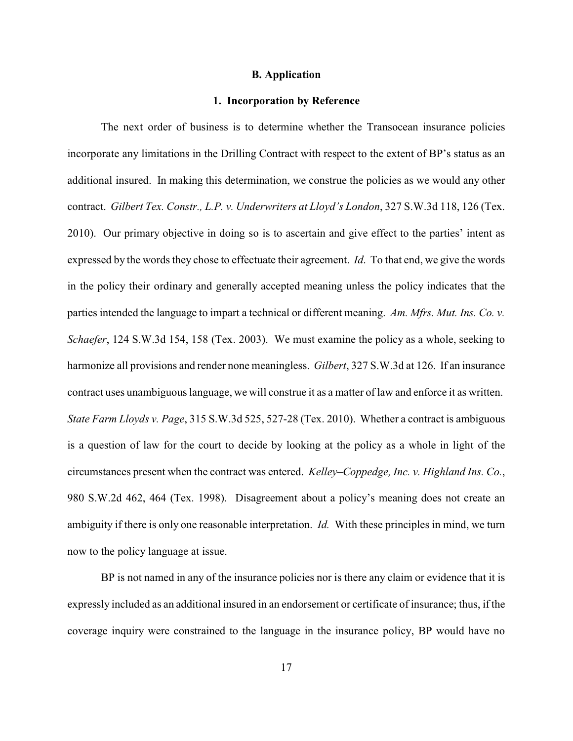### B. Application

#### 1. Incorporation by Reference

The next order of business is to determine whether the Transocean insurance policies incorporate any limitations in the Drilling Contract with respect to the extent of BP's status as an additional insured. In making this determination, we construe the policies as we would any other contract. *Gilbert Tex. Constr., L.P. v. Underwriters at Lloyd's London*, 327 S.W.3d 118, 126 (Tex. 2010). Our primary objective in doing so is to ascertain and give effect to the parties' intent as expressed by the words they chose to effectuate their agreement. *Id*. To that end, we give the words in the policy their ordinary and generally accepted meaning unless the policy indicates that the parties intended the language to impart a technical or different meaning. *Am. Mfrs. Mut. Ins. Co. v. Schaefer*, 124 S.W.3d 154, 158 (Tex. 2003). We must examine the policy as a whole, seeking to harmonize all provisions and render none meaningless. *Gilbert*, 327 S.W.3d at 126. If an insurance contract uses unambiguous language, we will construe it as a matter of law and enforce it as written. *State Farm Lloyds v. Page*, 315 S.W.3d 525, 527-28 (Tex. 2010). Whether a contract is ambiguous is a question of law for the court to decide by looking at the policy as a whole in light of the circumstances present when the contract was entered. *Kelley–Coppedge, Inc. v. Highland Ins. Co.*, 980 S.W.2d 462, 464 (Tex. 1998). Disagreement about a policy's meaning does not create an ambiguity if there is only one reasonable interpretation. *Id.* With these principles in mind, we turn now to the policy language at issue.

BP is not named in any of the insurance policies nor is there any claim or evidence that it is expressly included as an additional insured in an endorsement or certificate of insurance; thus, if the coverage inquiry were constrained to the language in the insurance policy, BP would have no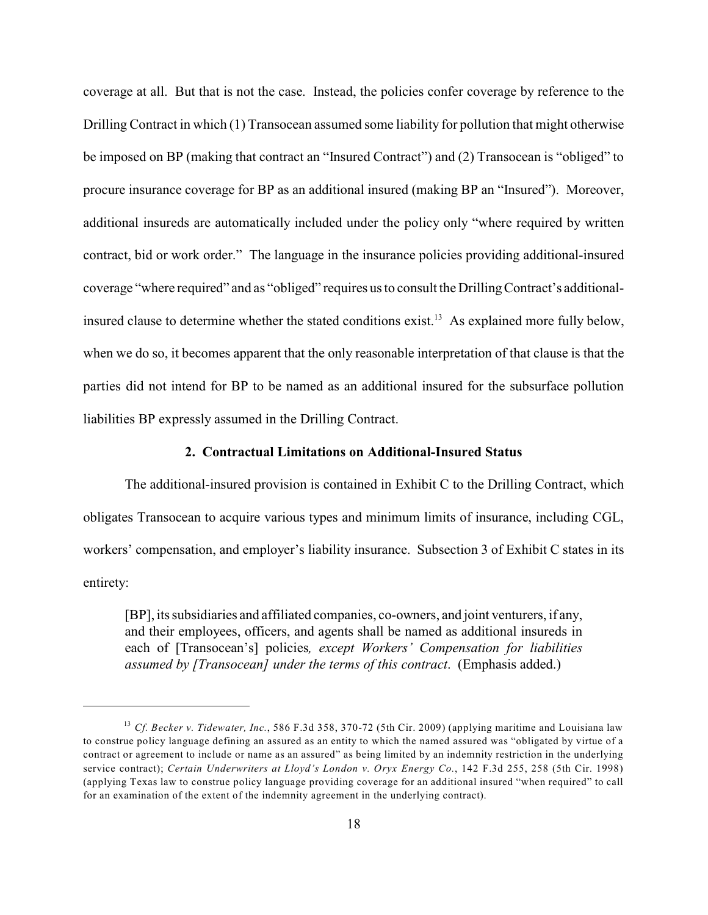coverage at all. But that is not the case. Instead, the policies confer coverage by reference to the Drilling Contract in which (1) Transocean assumed some liability for pollution that might otherwise be imposed on BP (making that contract an "Insured Contract") and (2) Transocean is "obliged" to procure insurance coverage for BP as an additional insured (making BP an "Insured"). Moreover, additional insureds are automatically included under the policy only "where required by written contract, bid or work order." The language in the insurance policies providing additional-insured coverage "where required" and as "obliged" requires us to consult the Drilling Contract's additional-insured clause to determine whether the stated conditions exist.[13] As explained more fully below, when we do so, it becomes apparent that the only reasonable interpretation of that clause is that the parties did not intend for BP to be named as an additional insured for the subsurface pollution liabilities BP expressly assumed in the Drilling Contract.

### 2. Contractual Limitations on Additional-Insured Status

The additional-insured provision is contained in Exhibit C to the Drilling Contract, which obligates Transocean to acquire various types and minimum limits of insurance, including CGL, workers' compensation, and employer's liability insurance. Subsection 3 of Exhibit C states in its entirety:

> [BP], its subsidiaries and affiliated companies, co-owners, and joint venturers, if any, and their employees, officers, and agents shall be named as additional insureds in each of [Transocean's] policies*, except Workers' Compensation for liabilities assumed by [Transocean] under the terms of this contract*. (Emphasis added.)

---

[13] *Cf. Becker v. Tidewater, Inc.*, 586 F.3d 358, 370-72 (5th Cir. 2009) (applying maritime and Louisiana law to construe policy language defining an assured as an entity to which the named assured was "obligated by virtue of a contract or agreement to include or name as an assured" as being limited by an indemnity restriction in the underlying service contract); *Certain Underwriters at Lloyd's London v. Oryx Energy Co.*, 142 F.3d 255, 258 (5th Cir. 1998) (applying Texas law to construe policy language providing coverage for an additional insured "when required" to call for an examination of the extent of the indemnity agreement in the underlying contract).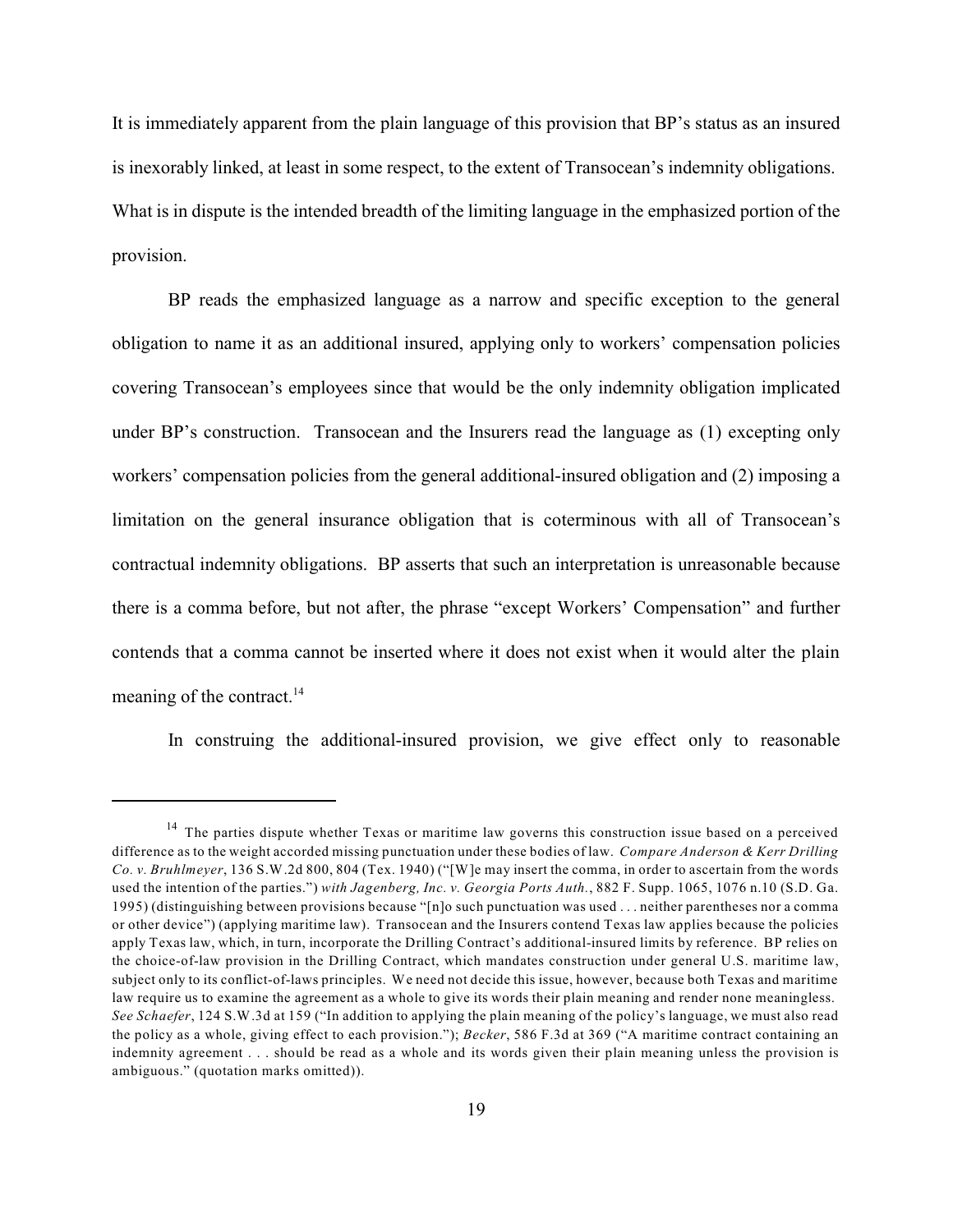It is immediately apparent from the plain language of this provision that BP's status as an insured is inexorably linked, at least in some respect, to the extent of Transocean's indemnity obligations. What is in dispute is the intended breadth of the limiting language in the emphasized portion of the provision.

BP reads the emphasized language as a narrow and specific exception to the general obligation to name it as an additional insured, applying only to workers' compensation policies covering Transocean's employees since that would be the only indemnity obligation implicated under BP's construction. Transocean and the Insurers read the language as (1) excepting only workers' compensation policies from the general additional-insured obligation and (2) imposing a limitation on the general insurance obligation that is coterminous with all of Transocean's contractual indemnity obligations. BP asserts that such an interpretation is unreasonable because there is a comma before, but not after, the phrase "except Workers' Compensation" and further contends that a comma cannot be inserted where it does not exist when it would alter the plain meaning of the contract.[14]

In construing the additional-insured provision, we give effect only to reasonable

---

[14] The parties dispute whether Texas or maritime law governs this construction issue based on a perceived difference as to the weight accorded missing punctuation under these bodies of law. *Compare Anderson & Kerr Drilling Co. v. Bruhlmeyer*, 136 S.W.2d 800, 804 (Tex. 1940) ("[W]e may insert the comma, in order to ascertain from the words used the intention of the parties.") *with Jagenberg, Inc. v. Georgia Ports Auth.*, 882 F. Supp. 1065, 1076 n.10 (S.D. Ga. 1995) (distinguishing between provisions because "[n]o such punctuation was used . . . neither parentheses nor a comma or other device") (applying maritime law). Transocean and the Insurers contend Texas law applies because the policies apply Texas law, which, in turn, incorporate the Drilling Contract's additional-insured limits by reference. BP relies on the choice-of-law provision in the Drilling Contract, which mandates construction under general U.S. maritime law, subject only to its conflict-of-laws principles. We need not decide this issue, however, because both Texas and maritime law require us to examine the agreement as a whole to give its words their plain meaning and render none meaningless. *See Schaefer*, 124 S.W.3d at 159 ("In addition to applying the plain meaning of the policy's language, we must also read the policy as a whole, giving effect to each provision."); *Becker*, 586 F.3d at 369 ("A maritime contract containing an indemnity agreement . . . should be read as a whole and its words given their plain meaning unless the provision is ambiguous." (quotation marks omitted)).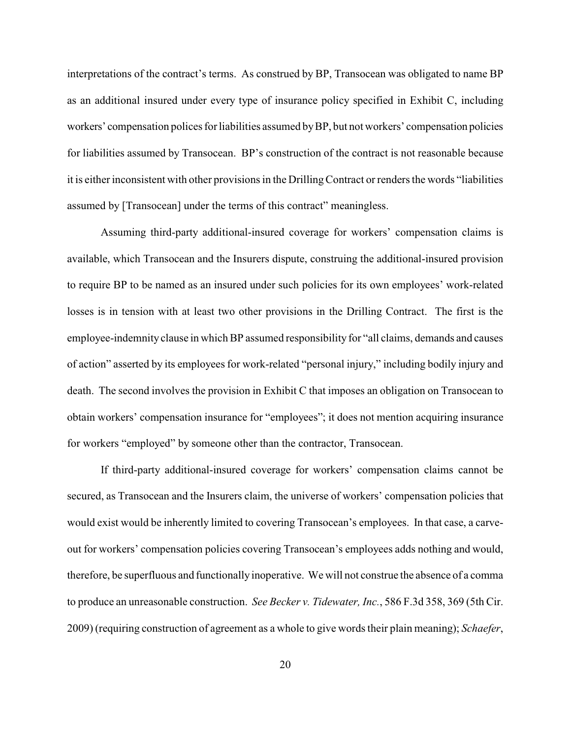interpretations of the contract's terms. As construed by BP, Transocean was obligated to name BP as an additional insured under every type of insurance policy specified in Exhibit C, including workers' compensation polices for liabilities assumed by BP, but not workers' compensation policies for liabilities assumed by Transocean. BP's construction of the contract is not reasonable because it is either inconsistent with other provisions in the Drilling Contract or renders the words "liabilities assumed by [Transocean] under the terms of this contract" meaningless.

Assuming third-party additional-insured coverage for workers' compensation claims is available, which Transocean and the Insurers dispute, construing the additional-insured provision to require BP to be named as an insured under such policies for its own employees' work-related losses is in tension with at least two other provisions in the Drilling Contract. The first is the employee-indemnity clause in which BP assumed responsibility for "all claims, demands and causes of action" asserted by its employees for work-related "personal injury," including bodily injury and death. The second involves the provision in Exhibit C that imposes an obligation on Transocean to obtain workers' compensation insurance for "employees"; it does not mention acquiring insurance for workers "employed" by someone other than the contractor, Transocean.

If third-party additional-insured coverage for workers' compensation claims cannot be secured, as Transocean and the Insurers claim, the universe of workers' compensation policies that would exist would be inherently limited to covering Transocean's employees. In that case, a carve-out for workers' compensation policies covering Transocean's employees adds nothing and would, therefore, be superfluous and functionally inoperative. We will not construe the absence of a comma to produce an unreasonable construction. *See Becker v. Tidewater, Inc.*, 586 F.3d 358, 369 (5th Cir. 2009) (requiring construction of agreement as a whole to give words their plain meaning); *Schaefer*,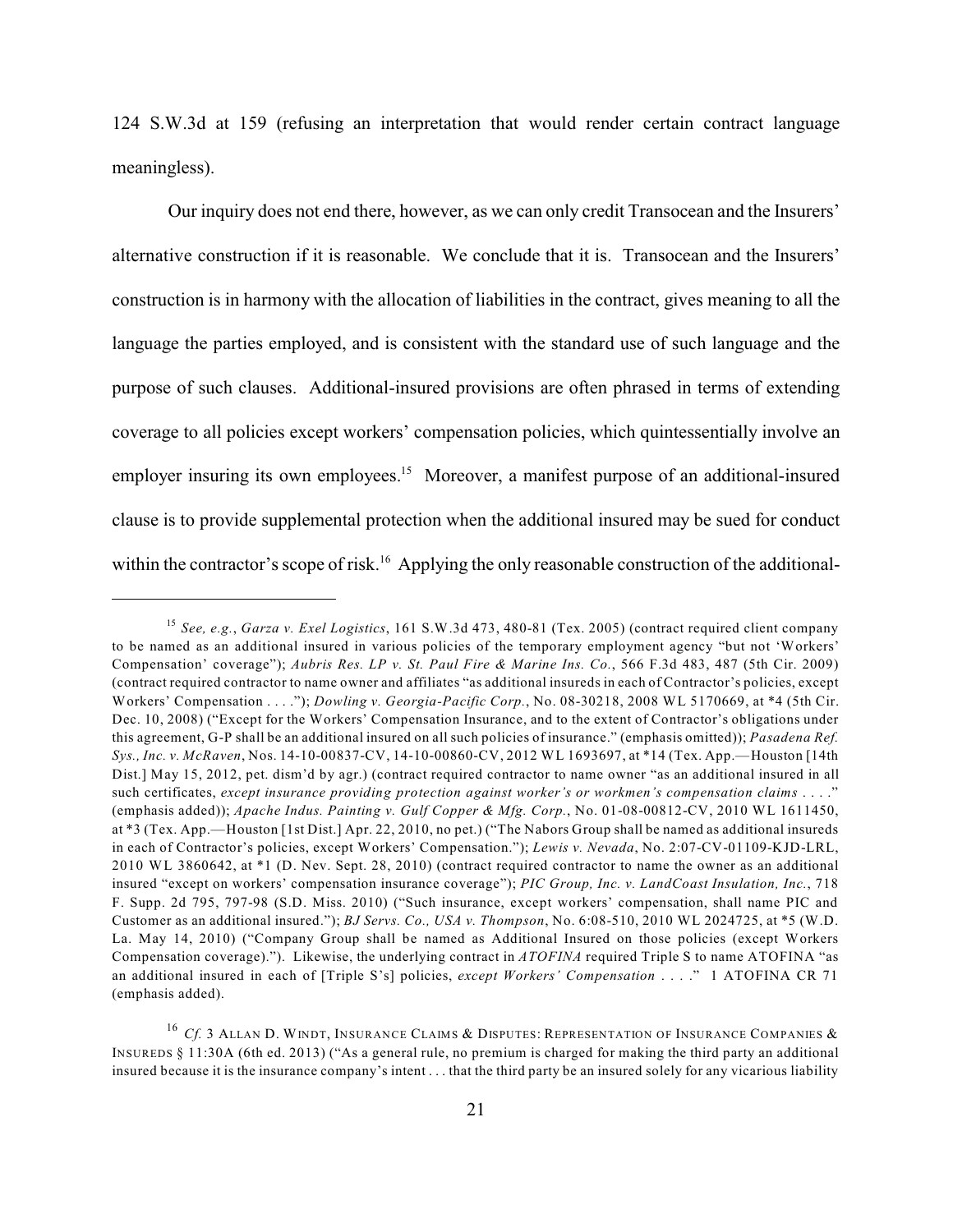124 S.W.3d at 159 (refusing an interpretation that would render certain contract language meaningless).

Our inquiry does not end there, however, as we can only credit Transocean and the Insurers' alternative construction if it is reasonable. We conclude that it is. Transocean and the Insurers' construction is in harmony with the allocation of liabilities in the contract, gives meaning to all the language the parties employed, and is consistent with the standard use of such language and the purpose of such clauses. Additional-insured provisions are often phrased in terms of extending coverage to all policies except workers' compensation policies, which quintessentially involve an employer insuring its own employees.[15] Moreover, a manifest purpose of an additional-insured clause is to provide supplemental protection when the additional insured may be sued for conduct within the contractor's scope of risk.[16] Applying the only reasonable construction of the additional-

---

[15] *See, e.g.*, *Garza v. Exel Logistics*, 161 S.W.3d 473, 480-81 (Tex. 2005) (contract required client company to be named as an additional insured in various policies of the temporary employment agency "but not 'Workers' Compensation' coverage"); *Aubris Res. LP v. St. Paul Fire & Marine Ins. Co.*, 566 F.3d 483, 487 (5th Cir. 2009) (contract required contractor to name owner and affiliates "as additional insureds in each of Contractor's policies, except Workers' Compensation . . . ."); *Dowling v. Georgia-Pacific Corp.*, No. 08-30218, 2008 WL 5170669, at *4 (5th Cir. Dec. 10, 2008) ("Except for the Workers' Compensation Insurance, and to the extent of Contractor's obligations under this agreement, G-P shall be an additional insured on all such policies of insurance." (emphasis omitted)); *Pasadena Ref. Sys., Inc. v. McRaven*, Nos. 14-10-00837-CV, 14-10-00860-CV, 2012 WL 1693697, at *14 (Tex. App.—Houston [14th Dist.] May 15, 2012, pet. dism'd by agr.) (contract required contractor to name owner "as an additional insured in all such certificates, *except insurance providing protection against worker's or workmen's compensation claims* . . . ." (emphasis added)); *Apache Indus. Painting v. Gulf Copper & Mfg. Corp.*, No. 01-08-00812-CV, 2010 WL 1611450, at *3 (Tex. App.—Houston [1st Dist.] Apr. 22, 2010, no pet.) ("The Nabors Group shall be named as additional insureds in each of Contractor's policies, except Workers' Compensation."); *Lewis v. Nevada*, No. 2:07-CV-01109-KJD-LRL, 2010 WL 3860642, at *1 (D. Nev. Sept. 28, 2010) (contract required contractor to name the owner as an additional insured "except on workers' compensation insurance coverage"); *PIC Group, Inc. v. LandCoast Insulation, Inc.*, 718 F. Supp. 2d 795, 797-98 (S.D. Miss. 2010) ("Such insurance, except workers' compensation, shall name PIC and Customer as an additional insured."); *BJ Servs. Co., USA v. Thompson*, No. 6:08-510, 2010 WL 2024725, at *5 (W.D. La. May 14, 2010) ("Company Group shall be named as Additional Insured on those policies (except Workers Compensation coverage)."). Likewise, the underlying contract in *ATOFINA* required Triple S to name ATOFINA "as an additional insured in each of [Triple S's] policies, *except Workers' Compensation* . . . ." 1 ATOFINA CR 71 (emphasis added).

[16] *Cf.* 3 ALLAN D. WINDT, INSURANCE CLAIMS & DISPUTES: REPRESENTATION OF INSURANCE COMPANIES & INSUREDS § 11:30A (6th ed. 2013) ("As a general rule, no premium is charged for making the third party an additional insured because it is the insurance company's intent . . . that the third party be an insured solely for any vicarious liability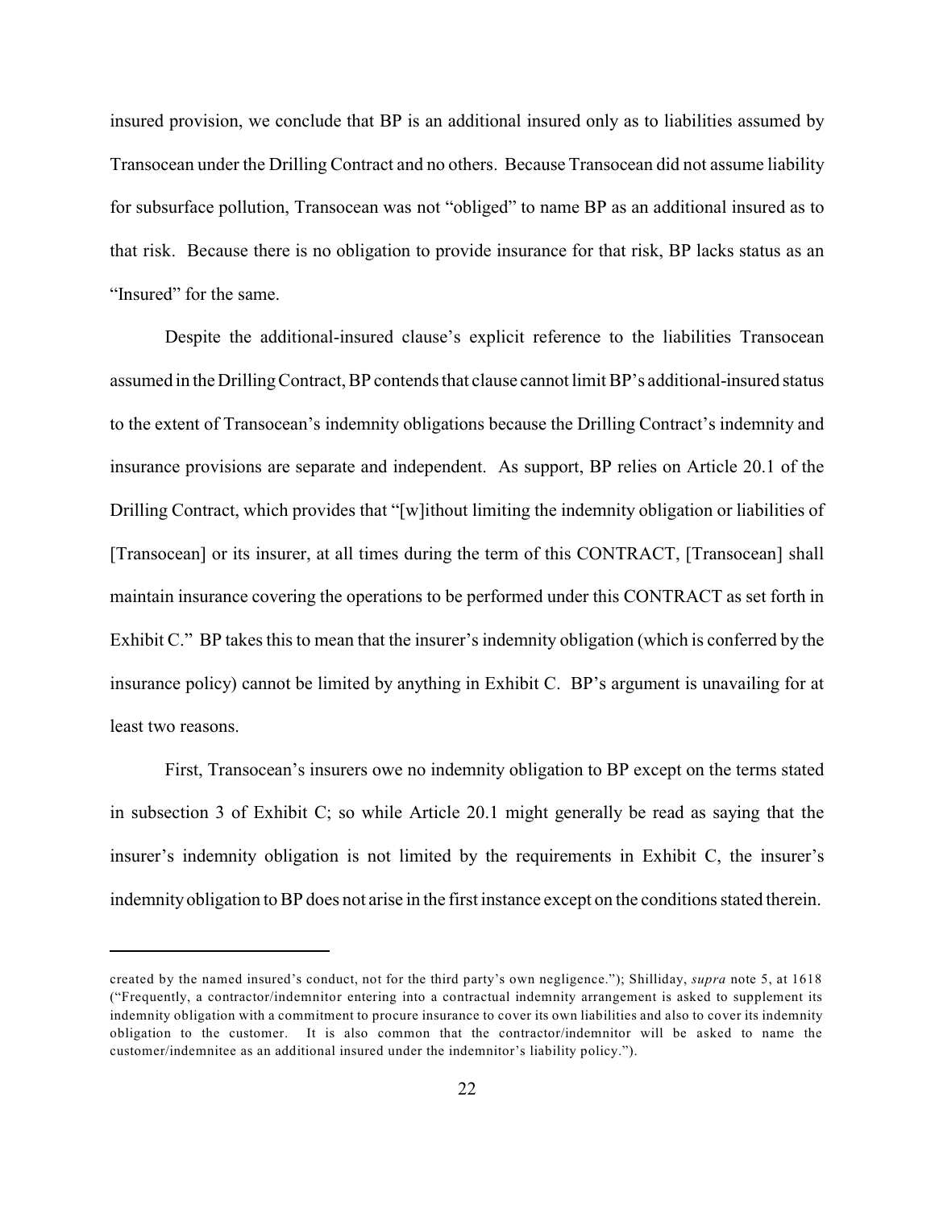insured provision, we conclude that BP is an additional insured only as to liabilities assumed by Transocean under the Drilling Contract and no others. Because Transocean did not assume liability for subsurface pollution, Transocean was not "obliged" to name BP as an additional insured as to that risk. Because there is no obligation to provide insurance for that risk, BP lacks status as an "Insured" for the same.

Despite the additional-insured clause's explicit reference to the liabilities Transocean assumed in the Drilling Contract, BP contends that clause cannot limit BP's additional-insured status to the extent of Transocean's indemnity obligations because the Drilling Contract's indemnity and insurance provisions are separate and independent. As support, BP relies on Article 20.1 of the Drilling Contract, which provides that "[w]ithout limiting the indemnity obligation or liabilities of [Transocean] or its insurer, at all times during the term of this CONTRACT, [Transocean] shall maintain insurance covering the operations to be performed under this CONTRACT as set forth in Exhibit C." BP takes this to mean that the insurer's indemnity obligation (which is conferred by the insurance policy) cannot be limited by anything in Exhibit C. BP's argument is unavailing for at least two reasons.

First, Transocean's insurers owe no indemnity obligation to BP except on the terms stated in subsection 3 of Exhibit C; so while Article 20.1 might generally be read as saying that the insurer's indemnity obligation is not limited by the requirements in Exhibit C, the insurer's indemnity obligation to BP does not arise in the first instance except on the conditions stated therein.

---

created by the named insured's conduct, not for the third party's own negligence."); Shilliday, *supra* note 5, at 1618 ("Frequently, a contractor/indemnitor entering into a contractual indemnity arrangement is asked to supplement its indemnity obligation with a commitment to procure insurance to cover its own liabilities and also to cover its indemnity obligation to the customer. It is also common that the contractor/indemnitor will be asked to name the customer/indemnitee as an additional insured under the indemnitor's liability policy.").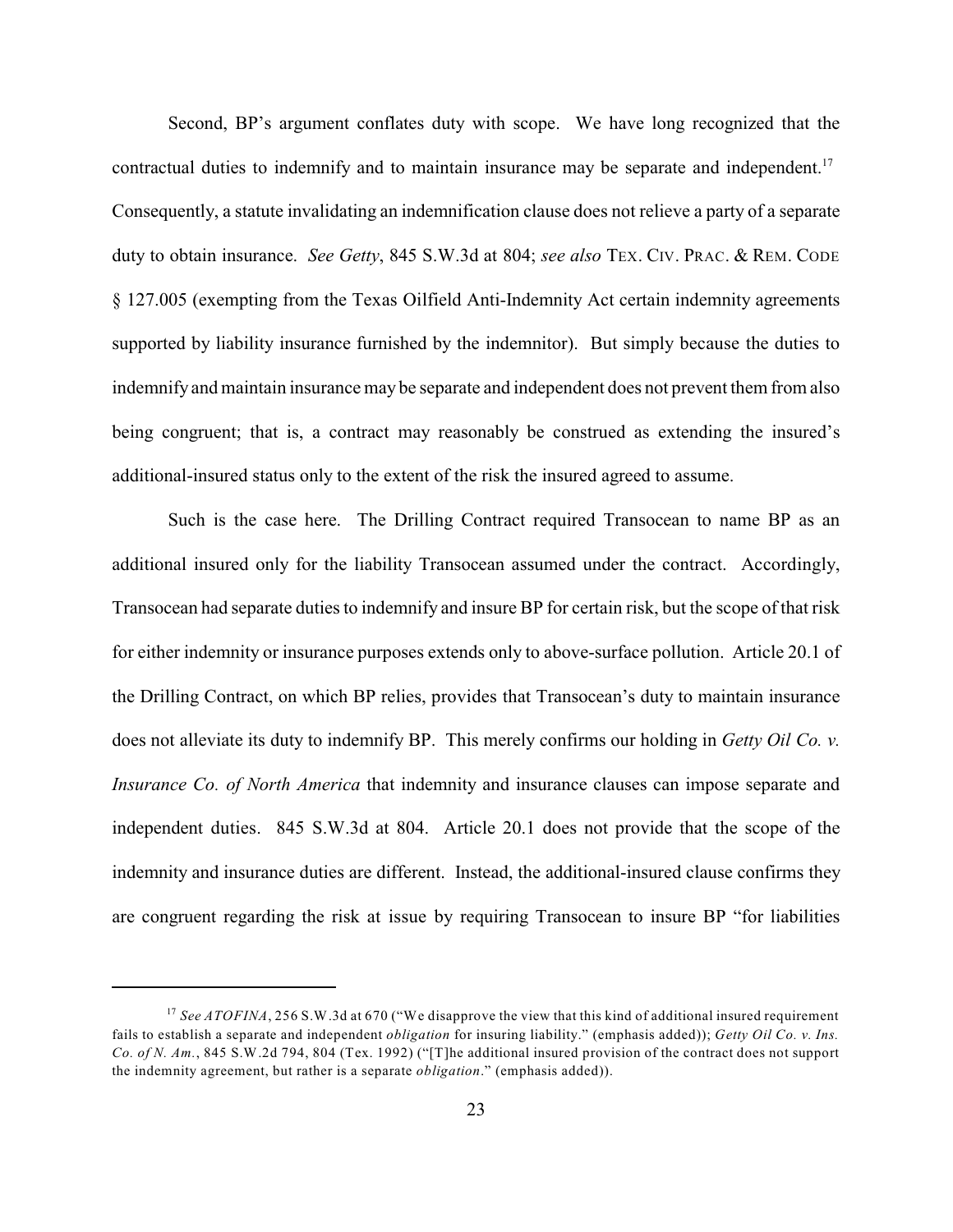Second, BP's argument conflates duty with scope. We have long recognized that the contractual duties to indemnify and to maintain insurance may be separate and independent.[17] Consequently, a statute invalidating an indemnification clause does not relieve a party of a separate duty to obtain insurance. *See Getty*, 845 S.W.3d at 804; *see also* TEX. CIV. PRAC. & REM. CODE § 127.005 (exempting from the Texas Oilfield Anti-Indemnity Act certain indemnity agreements supported by liability insurance furnished by the indemnitor). But simply because the duties to indemnify and maintain insurance may be separate and independent does not prevent them from also being congruent; that is, a contract may reasonably be construed as extending the insured's additional-insured status only to the extent of the risk the insured agreed to assume.

Such is the case here. The Drilling Contract required Transocean to name BP as an additional insured only for the liability Transocean assumed under the contract. Accordingly, Transocean had separate duties to indemnify and insure BP for certain risk, but the scope of that risk for either indemnity or insurance purposes extends only to above-surface pollution. Article 20.1 of the Drilling Contract, on which BP relies, provides that Transocean's duty to maintain insurance does not alleviate its duty to indemnify BP. This merely confirms our holding in *Getty Oil Co. v. Insurance Co. of North America* that indemnity and insurance clauses can impose separate and independent duties. 845 S.W.3d at 804. Article 20.1 does not provide that the scope of the indemnity and insurance duties are different. Instead, the additional-insured clause confirms they are congruent regarding the risk at issue by requiring Transocean to insure BP "for liabilities

[17] *See ATOFINA*, 256 S.W.3d at 670 ("We disapprove the view that this kind of additional insured requirement fails to establish a separate and independent *obligation* for insuring liability." (emphasis added)); *Getty Oil Co. v. Ins. Co. of N. Am.*, 845 S.W.2d 794, 804 (Tex. 1992) ("[T]he additional insured provision of the contract does not support the indemnity agreement, but rather is a separate *obligation*." (emphasis added)).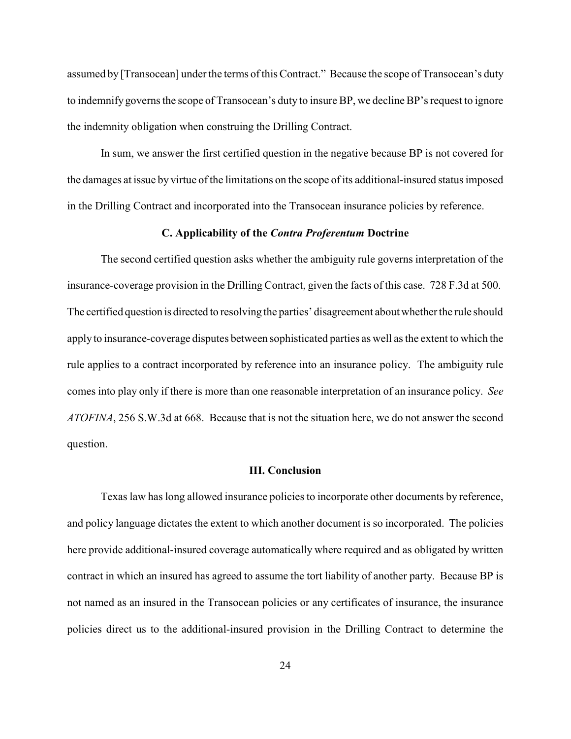assumed by [Transocean] under the terms of this Contract." Because the scope of Transocean's duty to indemnify governs the scope of Transocean's duty to insure BP, we decline BP's request to ignore the indemnity obligation when construing the Drilling Contract.

In sum, we answer the first certified question in the negative because BP is not covered for the damages at issue by virtue of the limitations on the scope of its additional-insured status imposed in the Drilling Contract and incorporated into the Transocean insurance policies by reference.

### C. Applicability of the *Contra Proferentum* Doctrine

The second certified question asks whether the ambiguity rule governs interpretation of the insurance-coverage provision in the Drilling Contract, given the facts of this case. 728 F.3d at 500. The certified question is directed to resolving the parties' disagreement about whether the rule should apply to insurance-coverage disputes between sophisticated parties as well as the extent to which the rule applies to a contract incorporated by reference into an insurance policy. The ambiguity rule comes into play only if there is more than one reasonable interpretation of an insurance policy. *See ATOFINA*, 256 S.W.3d at 668. Because that is not the situation here, we do not answer the second question.

## III. Conclusion

Texas law has long allowed insurance policies to incorporate other documents by reference, and policy language dictates the extent to which another document is so incorporated. The policies here provide additional-insured coverage automatically where required and as obligated by written contract in which an insured has agreed to assume the tort liability of another party. Because BP is not named as an insured in the Transocean policies or any certificates of insurance, the insurance policies direct us to the additional-insured provision in the Drilling Contract to determine the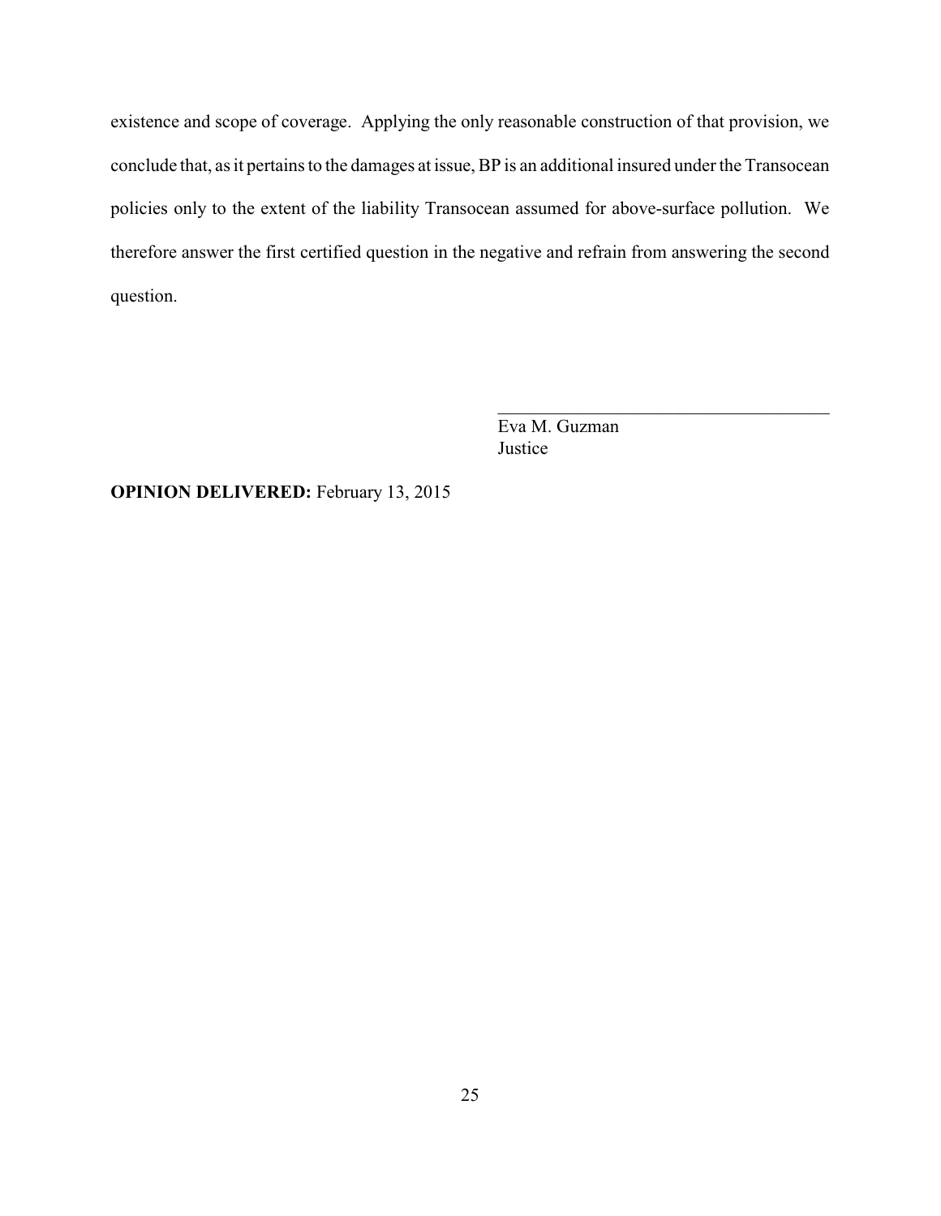existence and scope of coverage. Applying the only reasonable construction of that provision, we conclude that, as it pertains to the damages at issue, BP is an additional insured under the Transocean policies only to the extent of the liability Transocean assumed for above-surface pollution. We therefore answer the first certified question in the negative and refrain from answering the second question.

Eva M. Guzman
Justice

**OPINION DELIVERED:** February 13, 2015